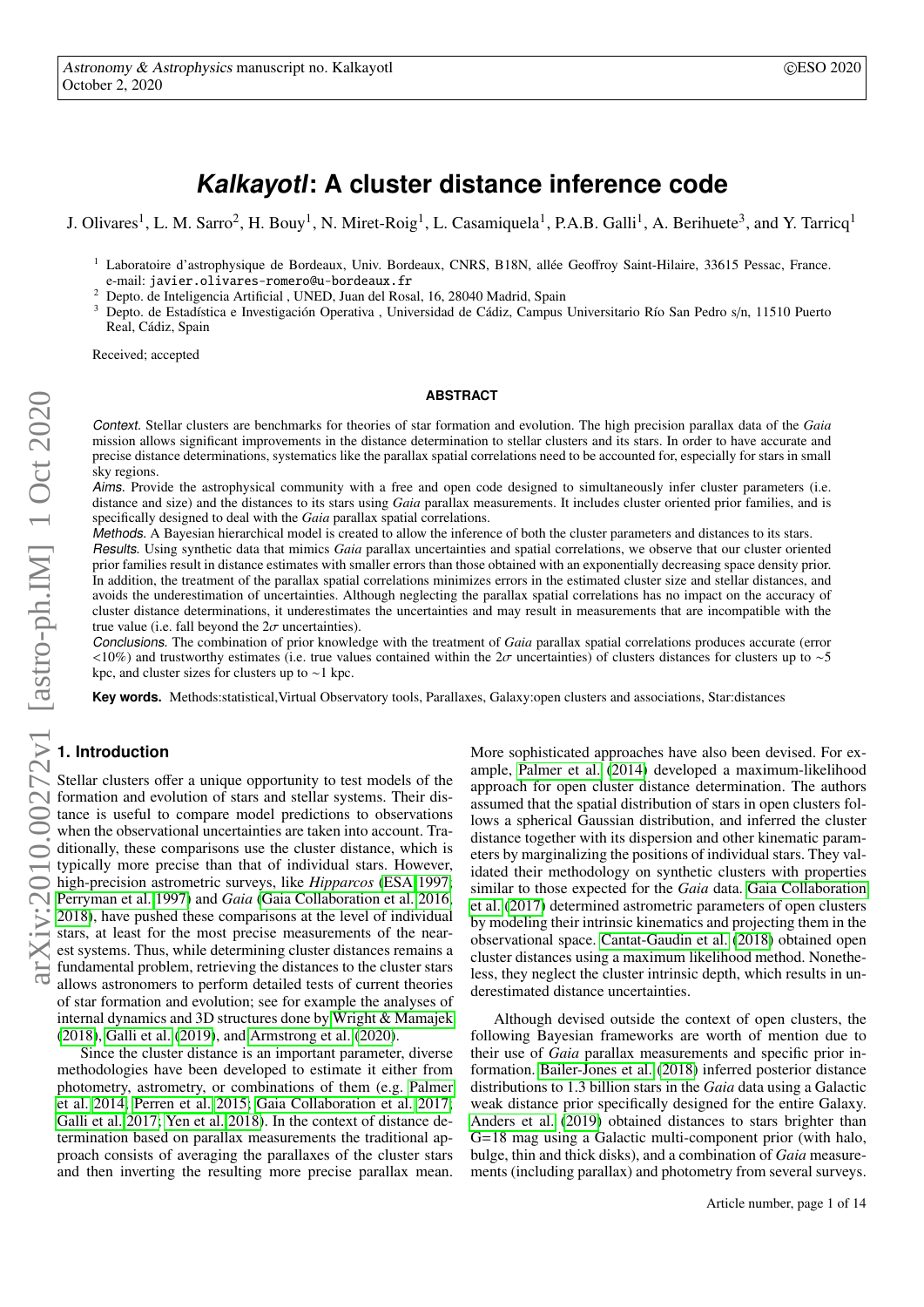# *Kalkayotl*: A cluster distance inference code

J. Olivares[1], L. M. Sarro[2], H. Bouy[1], N. Miret-Roig[1], L. Casamiquela[1], P.A.B. Galli[1], A. Berihuete[3], and Y. Tarricq[1]

[1] Laboratoire d'astrophysique de Bordeaux, Univ. Bordeaux, CNRS, B18N, allée Geoffroy Saint-Hilaire, 33615 Pessac, France. e-mail: javier.olivares-romero@u-bordeaux.fr

[2] Depto. de Inteligencia Artificial , UNED, Juan del Rosal, 16, 28040 Madrid, Spain

[3] Depto. de Estadística e Investigación Operativa , Universidad de Cádiz, Campus Universitario Río San Pedro s/n, 11510 Puerto Real, Cádiz, Spain

Received; accepted

## ABSTRACT

*Context.* Stellar clusters are benchmarks for theories of star formation and evolution. The high precision parallax data of the *Gaia* mission allows significant improvements in the distance determination to stellar clusters and its stars. In order to have accurate and precise distance determinations, systematics like the parallax spatial correlations need to be accounted for, especially for stars in small sky regions.

*Aims.* Provide the astrophysical community with a free and open code designed to simultaneously infer cluster parameters (i.e. distance and size) and the distances to its stars using *Gaia* parallax measurements. It includes cluster oriented prior families, and is specifically designed to deal with the *Gaia* parallax spatial correlations.

*Methods.* A Bayesian hierarchical model is created to allow the inference of both the cluster parameters and distances to its stars.

*Results.* Using synthetic data that mimics *Gaia* parallax uncertainties and spatial correlations, we observe that our cluster oriented prior families result in distance estimates with smaller errors than those obtained with an exponentially decreasing space density prior. In addition, the treatment of the parallax spatial correlations minimizes errors in the estimated cluster size and stellar distances, and avoids the underestimation of uncertainties. Although neglecting the parallax spatial correlations has no impact on the accuracy of cluster distance determinations, it underestimates the uncertainties and may result in measurements that are incompatible with the true value (i.e. fall beyond the $2\sigma$ uncertainties).

*Conclusions.* The combination of prior knowledge with the treatment of *Gaia* parallax spatial correlations produces accurate (error <10%) and trustworthy estimates (i.e. true values contained within the $2\sigma$ uncertainties) of clusters distances for clusters up to ~5 kpc, and cluster sizes for clusters up to ~1 kpc.

**Key words.** Methods:statistical,Virtual Observatory tools, Parallaxes, Galaxy:open clusters and associations, Star:distances

## 1. Introduction

Stellar clusters offer a unique opportunity to test models of the formation and evolution of stars and stellar systems. Their distance is useful to compare model predictions to observations when the observational uncertainties are taken into account. Traditionally, these comparisons use the cluster distance, which is typically more precise than that of individual stars. However, high-precision astrometric surveys, like *Hipparcos* (ESA 1997; Perryman et al. 1997) and *Gaia* (Gaia Collaboration et al. 2016, 2018), have pushed these comparisons at the level of individual stars, at least for the most precise measurements of the nearest systems. Thus, while determining cluster distances remains a fundamental problem, retrieving the distances to the cluster stars allows astronomers to perform detailed tests of current theories of star formation and evolution; see for example the analyses of internal dynamics and 3D structures done by Wright & Mamajek (2018), Galli et al. (2019), and Armstrong et al. (2020).

Since the cluster distance is an important parameter, diverse methodologies have been developed to estimate it either from photometry, astrometry, or combinations of them (e.g. Palmer et al. 2014; Perren et al. 2015; Gaia Collaboration et al. 2017; Galli et al. 2017; Yen et al. 2018). In the context of distance determination based on parallax measurements the traditional approach consists of averaging the parallaxes of the cluster stars and then inverting the resulting more precise parallax mean. More sophisticated approaches have also been devised. For example, Palmer et al. (2014) developed a maximum-likelihood approach for open cluster distance determination. The authors assumed that the spatial distribution of stars in open clusters follows a spherical Gaussian distribution, and inferred the cluster distance together with its dispersion and other kinematic parameters by marginalizing the positions of individual stars. They validated their methodology on synthetic clusters with properties similar to those expected for the *Gaia* data. Gaia Collaboration et al. (2017) determined astrometric parameters of open clusters by modeling their intrinsic kinematics and projecting them in the observational space. Cantat-Gaudin et al. (2018) obtained open cluster distances using a maximum likelihood method. Nonetheless, they neglect the cluster intrinsic depth, which results in underestimated distance uncertainties.

Although devised outside the context of open clusters, the following Bayesian frameworks are worth of mention due to their use of *Gaia* parallax measurements and specific prior information. Bailer-Jones et al. (2018) inferred posterior distance distributions to 1.3 billion stars in the *Gaia* data using a Galactic weak distance prior specifically designed for the entire Galaxy. Anders et al. (2019) obtained distances to stars brighter than G=18 mag using a Galactic multi-component prior (with halo, bulge, thin and thick disks), and a combination of *Gaia* measurements (including parallax) and photometry from several surveys.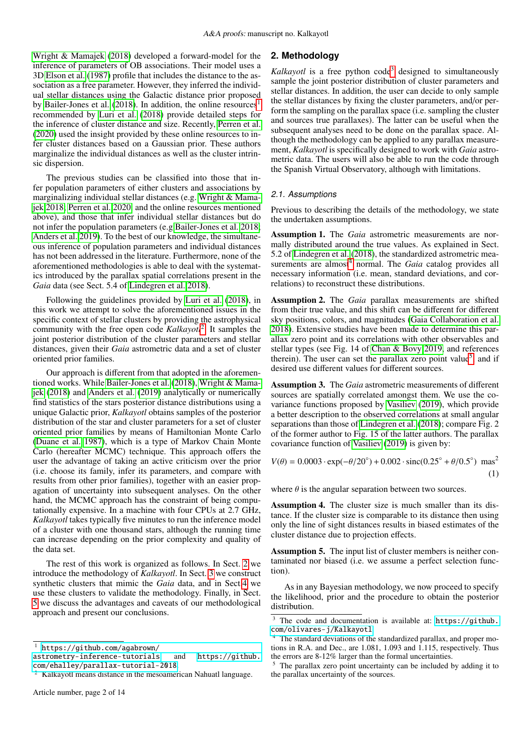Wright & Mamajek (2018) developed a forward-model for the inference of parameters of OB associations. Their model uses a 3D Elson et al. (1987) profile that includes the distance to the association as a free parameter. However, they inferred the individual stellar distances using the Galactic distance prior proposed by Bailer-Jones et al. (2018). In addition, the online resources[1] recommended by Luri et al. (2018) provide detailed steps for the inference of cluster distance and size. Recently, Perren et al. (2020) used the insight provided by these online resources to infer cluster distances based on a Gaussian prior. These authors marginalize the individual distances as well as the cluster intrinsic dispersion.

The previous studies can be classified into those that infer population parameters of either clusters and associations by marginalizing individual stellar distances (e.g. Wright & Mamajek 2018; Perren et al. 2020 and the online resources mentioned above), and those that infer individual stellar distances but do not infer the population parameters (e.g Bailer-Jones et al. 2018; Anders et al. 2019). To the best of our knowledge, the simultaneous inference of population parameters and individual distances has not been addressed in the literature. Furthermore, none of the aforementioned methodologies is able to deal with the systematics introduced by the parallax spatial correlations present in the *Gaia* data (see Sect. 5.4 of Lindegren et al. 2018).

Following the guidelines provided by Luri et al. (2018), in this work we attempt to solve the aforementioned issues in the specific context of stellar clusters by providing the astrophysical community with the free open code *Kalkayotl*[2]. It samples the joint posterior distribution of the cluster parameters and stellar distances, given their *Gaia* astrometric data and a set of cluster oriented prior families.

Our approach is different from that adopted in the aforementioned works. While Bailer-Jones et al. (2018), Wright & Mamajek (2018) and Anders et al. (2019) analytically or numerically find statistics of the stars posterior distance distributions using a unique Galactic prior, *Kalkayotl* obtains samples of the posterior distribution of the star and cluster parameters for a set of cluster oriented prior families by means of Hamiltonian Monte Carlo (Duane et al. 1987), which is a type of Markov Chain Monte Carlo (hereafter MCMC). This approach offers the user the advantage of taking an active criticism over the prior (i.e. choose its family, infer its parameters, and compare with results from other prior families), together with an easier propagation of uncertainty into subsequent analyses. On the other hand, the MCMC approach has the constraint of being computationally expensive. In a machine with four CPUs at 2.7 GHz, *Kalkayotl* takes typically five minutes to run the inference model of a cluster with one thousand stars, although the running time can increase depending on the prior complexity and quality of the data set.

The rest of this work is organized as follows. In Sect. 2 we introduce the methodology of *Kalkayotl*. In Sect. 3 we construct synthetic clusters that mimic the *Gaia* data, and in Sect 4 we use these clusters to validate the methodology. Finally, in Sect. 5 we discuss the advantages and caveats of our methodological approach and present our conclusions.

[1] https://github.com/agabrown/astrometry-inference-tutorials and https://github.com/ehalley/parallax-tutorial-2018

[2] Kalkayotl means distance in the mesoamerican Nahuatl language.

## 2. Methodology

*Kalkayotl* is a free python code[3] designed to simultaneously sample the joint posterior distribution of cluster parameters and stellar distances. In addition, the user can decide to only sample the stellar distances by fixing the cluster parameters, and/or perform the sampling on the parallax space (i.e. sampling the cluster and sources true parallaxes). The latter can be useful when the subsequent analyses need to be done on the parallax space. Although the methodology can be applied to any parallax measurement, *Kalkayotl* is specifically designed to work with *Gaia* astrometric data. The users will also be able to run the code through the Spanish Virtual Observatory, although with limitations.

### 2.1. Assumptions

Previous to describing the details of the methodology, we state the undertaken assumptions.

**Assumption 1.** The *Gaia* astrometric measurements are normally distributed around the true values. As explained in Sect. 5.2 of Lindegren et al. (2018), the standardized astrometric measurements are almost[4] normal. The *Gaia* catalog provides all necessary information (i.e. mean, standard deviations, and correlations) to reconstruct these distributions.

**Assumption 2.** The *Gaia* parallax measurements are shifted from their true value, and this shift can be different for different sky positions, colors, and magnitudes (Gaia Collaboration et al. 2018). Extensive studies have been made to determine this parallax zero point and its correlations with other observables and stellar types (see Fig. 14 of Chan & Bovy 2019, and references therein). The user can set the parallax zero point value[5] and if desired use different values for different sources.

**Assumption 3.** The *Gaia* astrometric measurements of different sources are spatially correlated amongst them. We use the covariance functions proposed by Vasiliev (2019), which provide a better description to the observed correlations at small angular separations than those of Lindegren et al. (2018); compare Fig. 2 of the former author to Fig. 15 of the latter authors. The parallax covariance function of Vasiliev (2019) is given by:

$$V(\theta) = 0.0003 \cdot \exp(-\theta/20^{\circ}) + 0.002 \cdot \mathrm{sinc}(0.25^{\circ} + \theta/0.5^{\circ}) \ \ \mathrm{mas}^2 \tag{1}$$

where $\theta$ is the angular separation between two sources.

**Assumption 4.** The cluster size is much smaller than its distance. If the cluster size is comparable to its distance then using only the line of sight distances results in biased estimates of the cluster distance due to projection effects.

**Assumption 5.** The input list of cluster members is neither contaminated nor biased (i.e. we assume a perfect selection function).

As in any Bayesian methodology, we now proceed to specify the likelihood, prior and the procedure to obtain the posterior distribution.

[3] The code and documentation is available at: https://github.com/olivares-j/Kalkayotl

[4] The standard deviations of the standardized parallax, and proper motions in R.A. and Dec., are 1.081, 1.093 and 1.115, respectively. Thus the errors are 8-12% larger than the formal uncertainties.

[5] The parallax zero point uncertainty can be included by adding it to the parallax uncertainty of the sources.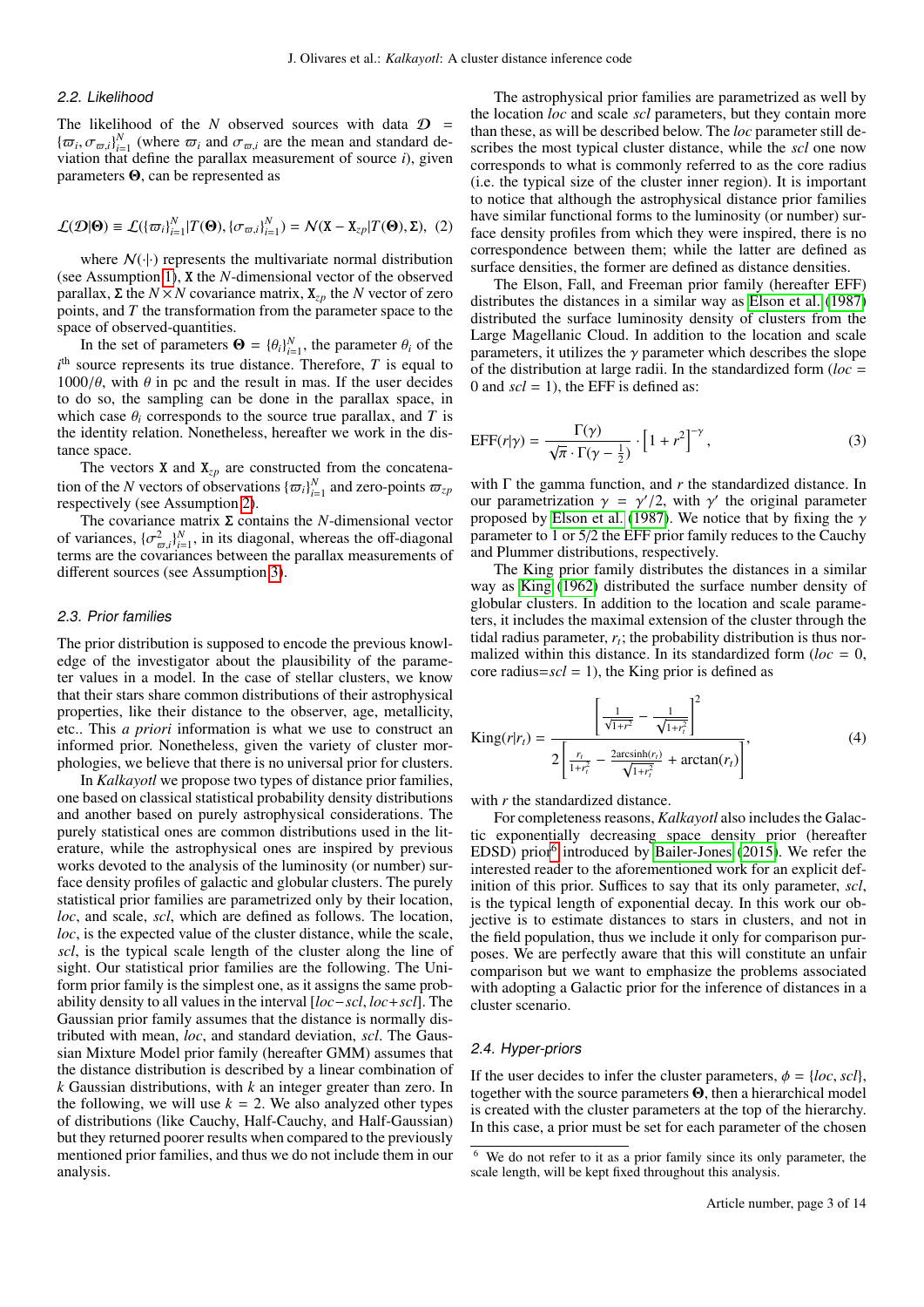### 2.2. Likelihood

The likelihood of the $N$ observed sources with data $\mathcal{D} = \{\varpi_i, \sigma_{\varpi,i}\}_{i=1}^{N}$ (where $\varpi_i$ and $\sigma_{\varpi,i}$ are the mean and standard deviation that define the parallax measurement of source $i$), given parameters $\mathbf{\Theta}$, can be represented as

$$\mathcal{L}(\mathcal{D}|\mathbf{\Theta}) \equiv \mathcal{L}(\{\varpi_i\}_{i=1}^{N}|T(\mathbf{\Theta}), \{\sigma_{\varpi,i}\}_{i=1}^{N}) = \mathcal{N}(\mathtt{X} - \mathtt{X}_{zp}|T(\mathbf{\Theta}), \mathbf{\Sigma}), \quad (2)$$

where $\mathcal{N}(\cdot|\cdot)$ represents the multivariate normal distribution (see Assumption 1), $\mathtt{X}$ the $N$-dimensional vector of the observed parallax, $\mathbf{\Sigma}$ the $N \times N$ covariance matrix, $\mathtt{X}_{zp}$ the $N$ vector of zero points, and $T$ the transformation from the parameter space to the space of observed-quantities.

In the set of parameters $\mathbf{\Theta} = \{\theta_i\}_{i=1}^{N}$, the parameter $\theta_i$ of the $i^{\text{th}}$ source represents its true distance. Therefore, $T$ is equal to $1000/\theta$, with $\theta$ in pc and the result in mas. If the user decides to do so, the sampling can be done in the parallax space, in which case $\theta_i$ corresponds to the source true parallax, and $T$ is the identity relation. Nonetheless, hereafter we work in the distance space.

The vectors $\mathtt{X}$ and $\mathtt{X}_{zp}$ are constructed from the concatenation of the $N$ vectors of observations $\{\varpi_i\}_{i=1}^{N}$ and zero-points $\varpi_{zp}$ respectively (see Assumption 2).

The covariance matrix $\mathbf{\Sigma}$ contains the $N$-dimensional vector of variances, $\{\sigma^2_{\varpi,i}\}_{i=1}^{N}$, in its diagonal, whereas the off-diagonal terms are the covariances between the parallax measurements of different sources (see Assumption 3).

### 2.3. Prior families

The prior distribution is supposed to encode the previous knowledge of the investigator about the plausibility of the parameter values in a model. In the case of stellar clusters, we know that their stars share common distributions of their astrophysical properties, like their distance to the observer, age, metallicity, etc.. This *a priori* information is what we use to construct an informed prior. Nonetheless, given the variety of cluster morphologies, we believe that there is no universal prior for clusters.

In *Kalkayotl* we propose two types of distance prior families, one based on classical statistical probability density distributions and another based on purely astrophysical considerations. The purely statistical ones are common distributions used in the literature, while the astrophysical ones are inspired by previous works devoted to the analysis of the luminosity (or number) surface density profiles of galactic and globular clusters. The purely statistical prior families are parametrized only by their location, *loc*, and scale, *scl*, which are defined as follows. The location, *loc*, is the expected value of the cluster distance, while the scale, *scl*, is the typical scale length of the cluster along the line of sight. Our statistical prior families are the following. The Uniform prior family is the simplest one, as it assigns the same probability density to all values in the interval [*loc*−*scl*, *loc*+*scl*]. The Gaussian prior family assumes that the distance is normally distributed with mean, *loc*, and standard deviation, *scl*. The Gaussian Mixture Model prior family (hereafter GMM) assumes that the distance distribution is described by a linear combination of $k$ Gaussian distributions, with $k$ an integer greater than zero. In the following, we will use $k = 2$. We also analyzed other types of distributions (like Cauchy, Half-Cauchy, and Half-Gaussian) but they returned poorer results when compared to the previously mentioned prior families, and thus we do not include them in our analysis.

The astrophysical prior families are parametrized as well by the location *loc* and scale *scl* parameters, but they contain more than these, as will be described below. The *loc* parameter still describes the most typical cluster distance, while the *scl* one now corresponds to what is commonly referred to as the core radius (i.e. the typical size of the cluster inner region). It is important to notice that although the astrophysical distance prior families have similar functional forms to the luminosity (or number) surface density profiles from which they were inspired, there is no correspondence between them; while the latter are defined as surface densities, the former are defined as distance densities.

The Elson, Fall, and Freeman prior family (hereafter EFF) distributes the distances in a similar way as Elson et al. (1987) distributed the surface luminosity density of clusters from the Large Magellanic Cloud. In addition to the location and scale parameters, it utilizes the $\gamma$ parameter which describes the slope of the distribution at large radii. In the standardized form (*loc* = 0 and *scl* = 1), the EFF is defined as:

$$\text{EFF}(r|\gamma) = \frac{\Gamma(\gamma)}{\sqrt{\pi} \cdot \Gamma(\gamma - \frac{1}{2})} \cdot \left[1 + r^2\right]^{-\gamma}, \quad (3)$$

with $\Gamma$ the gamma function, and $r$ the standardized distance. In our parametrization $\gamma = \gamma'/2$, with $\gamma'$ the original parameter proposed by Elson et al. (1987). We notice that by fixing the $\gamma$ parameter to 1 or 5/2 the EFF prior family reduces to the Cauchy and Plummer distributions, respectively.

The King prior family distributes the distances in a similar way as King (1962) distributed the surface number density of globular clusters. In addition to the location and scale parameters, it includes the maximal extension of the cluster through the tidal radius parameter, $r_t$; the probability distribution is thus normalized within this distance. In its standardized form (*loc* = 0, core radius=*scl* = 1), the King prior is defined as

$$\text{King}(r|r_t) = \frac{\left[\frac{1}{\sqrt{1+r^2}} - \frac{1}{\sqrt{1+r_t^2}}\right]^2}{2\left[\frac{r_t}{1+r_t^2} - \frac{2\,\text{arcsinh}(r_t)}{\sqrt{1+r_t^2}} + \arctan(r_t)\right]}, \quad (4)$$

with $r$ the standardized distance.

For completeness reasons, *Kalkayotl* also includes the Galactic exponentially decreasing space density prior (hereafter EDSD) prior[6] introduced by Bailer-Jones (2015). We refer the interested reader to the aforementioned work for an explicit definition of this prior. Suffices to say that its only parameter, *scl*, is the typical length of exponential decay. In this work our objective is to estimate distances to stars in clusters, and not in the field population, thus we include it only for comparison purposes. We are perfectly aware that this will constitute an unfair comparison but we want to emphasize the problems associated with adopting a Galactic prior for the inference of distances in a cluster scenario.

### 2.4. Hyper-priors

If the user decides to infer the cluster parameters, $\phi = \{loc, scl\}$, together with the source parameters $\mathbf{\Theta}$, then a hierarchical model is created with the cluster parameters at the top of the hierarchy. In this case, a prior must be set for each parameter of the chosen

[6] We do not refer to it as a prior family since its only parameter, the scale length, will be kept fixed throughout this analysis.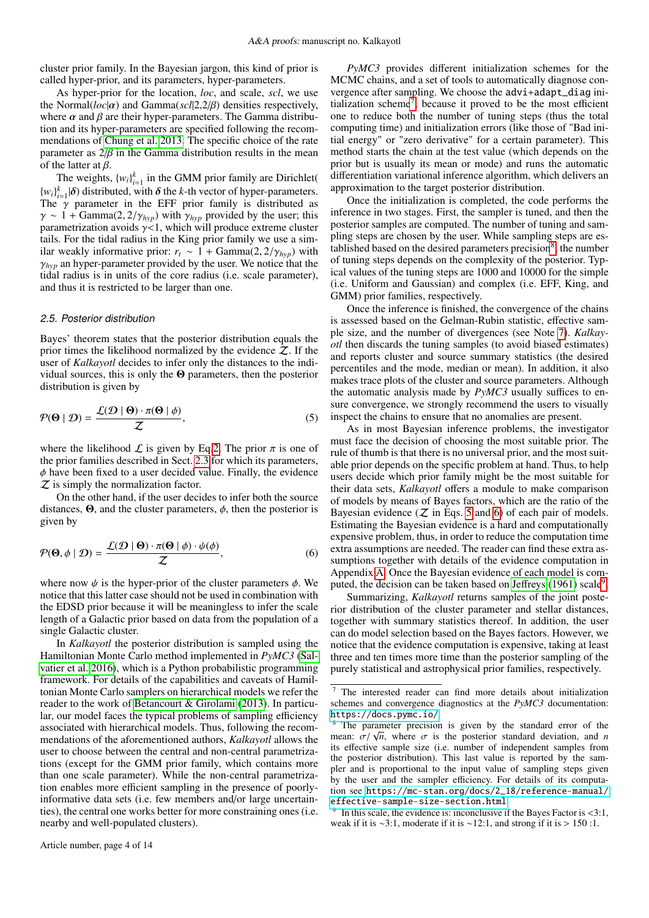cluster prior family. In the Bayesian jargon, this kind of prior is called hyper-prior, and its parameters, hyper-parameters.

As hyper-prior for the location, *loc*, and scale, *scl*, we use the Normal($loc|\alpha$) and Gamma($scl|2,2/\beta$) densities respectively, where $\alpha$ and $\beta$ are their hyper-parameters. The Gamma distribution and its hyper-parameters are specified following the recommendations of Chung et al. 2013. The specific choice of the rate parameter as $2/\beta$ in the Gamma distribution results in the mean of the latter at $\beta$.

The weights, $\{w_i\}_{i=1}^{k}$ in the GMM prior family are Dirichlet( $\{w_i\}_{i=1}^{k}|\boldsymbol{\delta}$) distributed, with $\boldsymbol{\delta}$ the $k$-th vector of hyper-parameters. The $\gamma$ parameter in the EFF prior family is distributed as $\gamma \sim 1 + \mathrm{Gamma}(2, 2/\gamma_{hyp})$ with $\gamma_{hyp}$ provided by the user; this parametrization avoids $\gamma$<1, which will produce extreme cluster tails. For the tidal radius in the King prior family we use a similar weakly informative prior: $r_t \sim 1 + \mathrm{Gamma}(2, 2/\gamma_{hyp})$ with $\gamma_{hyp}$ an hyper-parameter provided by the user. We notice that the tidal radius is in units of the core radius (i.e. scale parameter), and thus it is restricted to be larger than one.

### 2.5. Posterior distribution

Bayes' theorem states that the posterior distribution equals the prior times the likelihood normalized by the evidence $\mathcal{Z}$. If the user of *Kalkayotl* decides to infer only the distances to the individual sources, this is only the $\boldsymbol{\Theta}$ parameters, then the posterior distribution is given by

$$\mathcal{P}(\boldsymbol{\Theta} \mid \mathcal{D}) = \frac{\mathcal{L}(\mathcal{D} \mid \boldsymbol{\Theta}) \cdot \pi(\boldsymbol{\Theta} \mid \phi)}{\mathcal{Z}}, \tag{5}$$

where the likelihood $\mathcal{L}$ is given by Eq. 2. The prior $\pi$ is one of the prior families described in Sect. 2.3 for which its parameters, $\phi$ have been fixed to a user decided value. Finally, the evidence $\mathcal{Z}$ is simply the normalization factor.

On the other hand, if the user decides to infer both the source distances, $\boldsymbol{\Theta}$, and the cluster parameters, $\phi$, then the posterior is given by

$$\mathcal{P}(\boldsymbol{\Theta}, \phi \mid \mathcal{D}) = \frac{\mathcal{L}(\mathcal{D} \mid \boldsymbol{\Theta}) \cdot \pi(\boldsymbol{\Theta} \mid \phi) \cdot \psi(\phi)}{\mathcal{Z}}, \tag{6}$$

where now $\psi$ is the hyper-prior of the cluster parameters $\phi$. We notice that this latter case should not be used in combination with the EDSD prior because it will be meaningless to infer the scale length of a Galactic prior based on data from the population of a single Galactic cluster.

In *Kalkayotl* the posterior distribution is sampled using the Hamiltonian Monte Carlo method implemented in *PyMC3* (Salvatier et al. 2016), which is a Python probabilistic programming framework. For details of the capabilities and caveats of Hamiltonian Monte Carlo samplers on hierarchical models we refer the reader to the work of Betancourt & Girolami (2013). In particular, our model faces the typical problems of sampling efficiency associated with hierarchical models. Thus, following the recommendations of the aforementioned authors, *Kalkayotl* allows the user to choose between the central and non-central parametrizations (except for the GMM prior family, which contains more than one scale parameter). While the non-central parametrization enables more efficient sampling in the presence of poorly-informative data sets (i.e. few members and/or large uncertainties), the central one works better for more constraining ones (i.e. nearby and well-populated clusters).

*PyMC3* provides different initialization schemes for the MCMC chains, and a set of tools to automatically diagnose convergence after sampling. We choose the `advi+adapt_diag` initialization scheme[7], because it proved to be the most efficient one to reduce both the number of tuning steps (thus the total computing time) and initialization errors (like those of "Bad initial energy" or "zero derivative" for a certain parameter). This method starts the chain at the test value (which depends on the prior but is usually its mean or mode) and runs the automatic differentiation variational inference algorithm, which delivers an approximation to the target posterior distribution.

Once the initialization is completed, the code performs the inference in two stages. First, the sampler is tuned, and then the posterior samples are computed. The number of tuning and sampling steps are chosen by the user. While sampling steps are established based on the desired parameters precision[8], the number of tuning steps depends on the complexity of the posterior. Typical values of the tuning steps are 1000 and 10000 for the simple (i.e. Uniform and Gaussian) and complex (i.e. EFF, King, and GMM) prior families, respectively.

Once the inference is finished, the convergence of the chains is assessed based on the Gelman-Rubin statistic, effective sample size, and the number of divergences (see Note 7). *Kalkayotl* then discards the tuning samples (to avoid biased estimates) and reports cluster and source summary statistics (the desired percentiles and the mode, median or mean). In addition, it also makes trace plots of the cluster and source parameters. Although the automatic analysis made by *PyMC3* usually suffices to ensure convergence, we strongly recommend the users to visually inspect the chains to ensure that no anomalies are present.

As in most Bayesian inference problems, the investigator must face the decision of choosing the most suitable prior. The rule of thumb is that there is no universal prior, and the most suitable prior depends on the specific problem at hand. Thus, to help users decide which prior family might be the most suitable for their data sets, *Kalkayotl* offers a module to make comparison of models by means of Bayes factors, which are the ratio of the Bayesian evidence ($\mathcal{Z}$ in Eqs. 5 and 6) of each pair of models. Estimating the Bayesian evidence is a hard and computationally expensive problem, thus, in order to reduce the computation time extra assumptions are needed. The reader can find these extra assumptions together with details of the evidence computation in Appendix A. Once the Bayesian evidence of each model is computed, the decision can be taken based on Jeffreys (1961) scale[9].

Summarizing, *Kalkayotl* returns samples of the joint posterior distribution of the cluster parameter and stellar distances, together with summary statistics thereof. In addition, the user can do model selection based on the Bayes factors. However, we notice that the evidence computation is expensive, taking at least three and ten times more time than the posterior sampling of the purely statistical and astrophysical prior families, respectively.

---

[7] The interested reader can find more details about initialization schemes and convergence diagnostics at the *PyMC3* documentation: https://docs.pymc.io/

[8] The parameter precision is given by the standard error of the mean: $\sigma/\sqrt{n}$, where $\sigma$ is the posterior standard deviation, and $n$ its effective sample size (i.e. number of independent samples from the posterior distribution). This last value is reported by the sampler and is proportional to the input value of sampling steps given by the user and the sampler efficiency. For details of its computation see https://mc-stan.org/docs/2_18/reference-manual/effective-sample-size-section.html

[9] In this scale, the evidence is: inconclusive if the Bayes Factor is <3:1, weak if it is ~3:1, moderate if it is ~12:1, and strong if it is > 150 :1.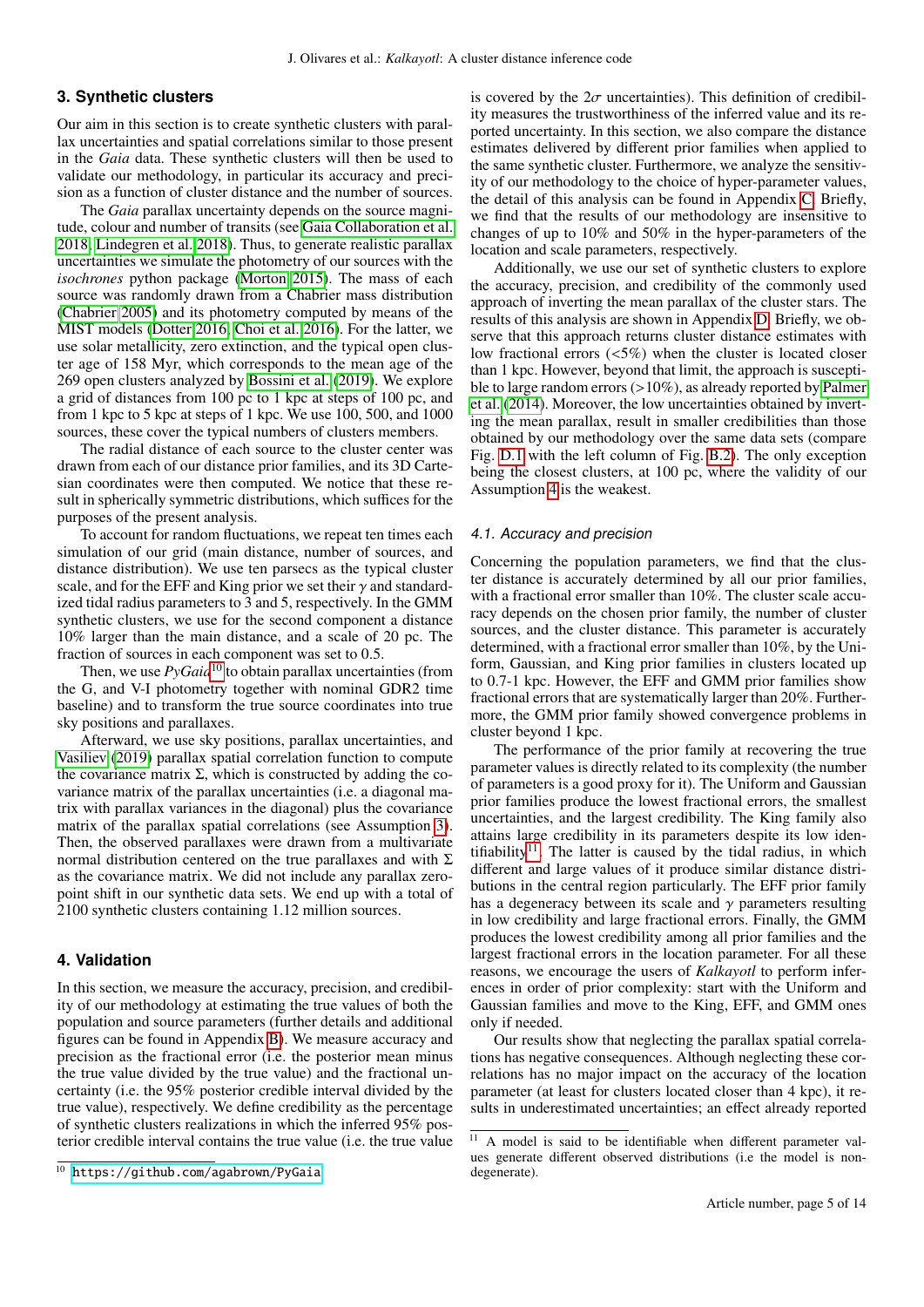## 3. Synthetic clusters

Our aim in this section is to create synthetic clusters with parallax uncertainties and spatial correlations similar to those present in the *Gaia* data. These synthetic clusters will then be used to validate our methodology, in particular its accuracy and precision as a function of cluster distance and the number of sources.

The *Gaia* parallax uncertainty depends on the source magnitude, colour and number of transits (see Gaia Collaboration et al. 2018; Lindegren et al. 2018). Thus, to generate realistic parallax uncertainties we simulate the photometry of our sources with the *isochrones* python package (Morton 2015). The mass of each source was randomly drawn from a Chabrier mass distribution (Chabrier 2005) and its photometry computed by means of the MIST models (Dotter 2016; Choi et al. 2016). For the latter, we use solar metallicity, zero extinction, and the typical open cluster age of 158 Myr, which corresponds to the mean age of the 269 open clusters analyzed by Bossini et al. (2019). We explore a grid of distances from 100 pc to 1 kpc at steps of 100 pc, and from 1 kpc to 5 kpc at steps of 1 kpc. We use 100, 500, and 1000 sources, these cover the typical numbers of clusters members.

The radial distance of each source to the cluster center was drawn from each of our distance prior families, and its 3D Cartesian coordinates were then computed. We notice that these result in spherically symmetric distributions, which suffices for the purposes of the present analysis.

To account for random fluctuations, we repeat ten times each simulation of our grid (main distance, number of sources, and distance distribution). We use ten parsecs as the typical cluster scale, and for the EFF and King prior we set their $\gamma$ and standardized tidal radius parameters to 3 and 5, respectively. In the GMM synthetic clusters, we use for the second component a distance 10% larger than the main distance, and a scale of 20 pc. The fraction of sources in each component was set to 0.5.

Then, we use *PyGaia*[10] to obtain parallax uncertainties (from the G, and V-I photometry together with nominal GDR2 time baseline) and to transform the true source coordinates into true sky positions and parallaxes.

Afterward, we use sky positions, parallax uncertainties, and Vasiliev (2019) parallax spatial correlation function to compute the covariance matrix $\Sigma$, which is constructed by adding the covariance matrix of the parallax uncertainties (i.e. a diagonal matrix with parallax variances in the diagonal) plus the covariance matrix of the parallax spatial correlations (see Assumption 3). Then, the observed parallaxes were drawn from a multivariate normal distribution centered on the true parallaxes and with $\Sigma$ as the covariance matrix. We did not include any parallax zero-point shift in our synthetic data sets. We end up with a total of 2100 synthetic clusters containing 1.12 million sources.

## 4. Validation

In this section, we measure the accuracy, precision, and credibility of our methodology at estimating the true values of both the population and source parameters (further details and additional figures can be found in Appendix B). We measure accuracy and precision as the fractional error (i.e. the posterior mean minus the true value divided by the true value) and the fractional uncertainty (i.e. the 95% posterior credible interval divided by the true value), respectively. We define credibility as the percentage of synthetic clusters realizations in which the inferred 95% posterior credible interval contains the true value (i.e. the true value is covered by the $2\sigma$ uncertainties). This definition of credibility measures the trustworthiness of the inferred value and its reported uncertainty. In this section, we also compare the distance estimates delivered by different prior families when applied to the same synthetic cluster. Furthermore, we analyze the sensitivity of our methodology to the choice of hyper-parameter values, the detail of this analysis can be found in Appendix C. Briefly, we find that the results of our methodology are insensitive to changes of up to 10% and 50% in the hyper-parameters of the location and scale parameters, respectively.

Additionally, we use our set of synthetic clusters to explore the accuracy, precision, and credibility of the commonly used approach of inverting the mean parallax of the cluster stars. The results of this analysis are shown in Appendix D. Briefly, we observe that this approach returns cluster distance estimates with low fractional errors (<5%) when the cluster is located closer than 1 kpc. However, beyond that limit, the approach is susceptible to large random errors (>10%), as already reported by Palmer et al. (2014). Moreover, the low uncertainties obtained by inverting the mean parallax, result in smaller credibilities than those obtained by our methodology over the same data sets (compare Fig. D.1 with the left column of Fig. B.2). The only exception being the closest clusters, at 100 pc, where the validity of our Assumption 4 is the weakest.

### 4.1. Accuracy and precision

Concerning the population parameters, we find that the cluster distance is accurately determined by all our prior families, with a fractional error smaller than 10%. The cluster scale accuracy depends on the chosen prior family, the number of cluster sources, and the cluster distance. This parameter is accurately determined, with a fractional error smaller than 10%, by the Uniform, Gaussian, and King prior families in clusters located up to 0.7-1 kpc. However, the EFF and GMM prior families show fractional errors that are systematically larger than 20%. Furthermore, the GMM prior family showed convergence problems in cluster beyond 1 kpc.

The performance of the prior family at recovering the true parameter values is directly related to its complexity (the number of parameters is a good proxy for it). The Uniform and Gaussian prior families produce the lowest fractional errors, the smallest uncertainties, and the largest credibility. The King family also attains large credibility in its parameters despite its low identifiability[11]. The latter is caused by the tidal radius, in which different and large values of it produce similar distance distributions in the central region particularly. The EFF prior family has a degeneracy between its scale and $\gamma$ parameters resulting in low credibility and large fractional errors. Finally, the GMM produces the lowest credibility among all prior families and the largest fractional errors in the location parameter. For all these reasons, we encourage the users of *Kalkayotl* to perform inferences in order of prior complexity: start with the Uniform and Gaussian families and move to the King, EFF, and GMM ones only if needed.

Our results show that neglecting the parallax spatial correlations has negative consequences. Although neglecting these correlations has no major impact on the accuracy of the location parameter (at least for clusters located closer than 4 kpc), it results in underestimated uncertainties; an effect already reported

[10] https://github.com/agabrown/PyGaia

[11] A model is said to be identifiable when different parameter values generate different observed distributions (i.e the model is non-degenerate).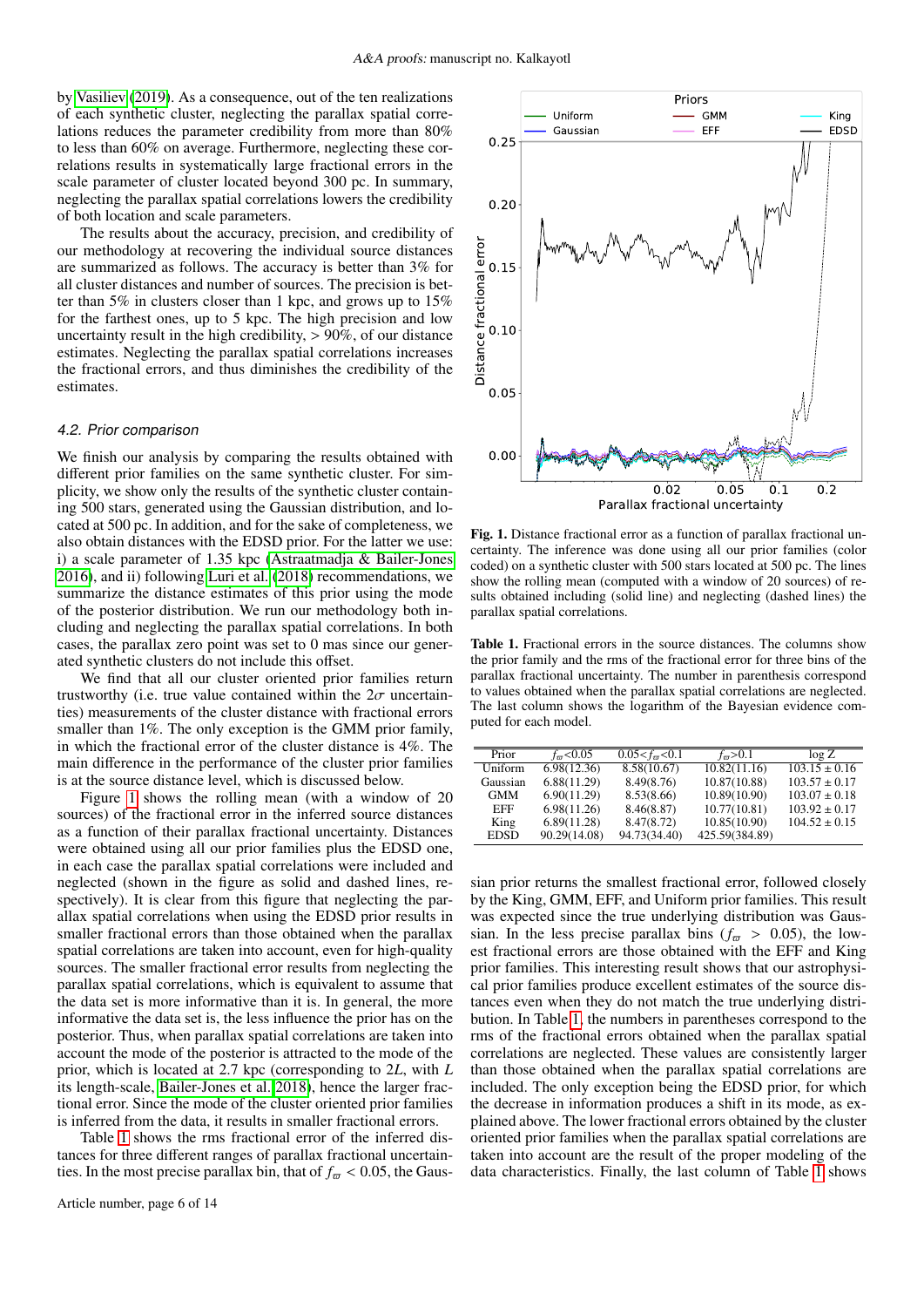by Vasiliev (2019). As a consequence, out of the ten realizations of each synthetic cluster, neglecting the parallax spatial correlations reduces the parameter credibility from more than 80% to less than 60% on average. Furthermore, neglecting these correlations results in systematically large fractional errors in the scale parameter of cluster located beyond 300 pc. In summary, neglecting the parallax spatial correlations lowers the credibility of both location and scale parameters.

The results about the accuracy, precision, and credibility of our methodology at recovering the individual source distances are summarized as follows. The accuracy is better than 3% for all cluster distances and number of sources. The precision is better than 5% in clusters closer than 1 kpc, and grows up to 15% for the farthest ones, up to 5 kpc. The high precision and low uncertainty result in the high credibility, > 90%, of our distance estimates. Neglecting the parallax spatial correlations increases the fractional errors, and thus diminishes the credibility of the estimates.

### 4.2. Prior comparison

We finish our analysis by comparing the results obtained with different prior families on the same synthetic cluster. For simplicity, we show only the results of the synthetic cluster containing 500 stars, generated using the Gaussian distribution, and located at 500 pc. In addition, and for the sake of completeness, we also obtain distances with the EDSD prior. For the latter we use: i) a scale parameter of 1.35 kpc (Astraatmadja & Bailer-Jones 2016), and ii) following Luri et al. (2018) recommendations, we summarize the distance estimates of this prior using the mode of the posterior distribution. We run our methodology both including and neglecting the parallax spatial correlations. In both cases, the parallax zero point was set to 0 mas since our generated synthetic clusters do not include this offset.

We find that all our cluster oriented prior families return trustworthy (i.e. true value contained within the $2\sigma$ uncertainties) measurements of the cluster distance with fractional errors smaller than 1%. The only exception is the GMM prior family, in which the fractional error of the cluster distance is 4%. The main difference in the performance of the cluster prior families is at the source distance level, which is discussed below.

Figure 1 shows the rolling mean (with a window of 20 sources) of the fractional error in the inferred source distances as a function of their parallax fractional uncertainty. Distances were obtained using all our prior families plus the EDSD one, in each case the parallax spatial correlations were included and neglected (shown in the figure as solid and dashed lines, respectively). It is clear from this figure that neglecting the parallax spatial correlations when using the EDSD prior results in smaller fractional errors than those obtained when the parallax spatial correlations are taken into account, even for high-quality sources. The smaller fractional error results from neglecting the parallax spatial correlations, which is equivalent to assume that the data set is more informative than it is. In general, the more informative the data set is, the less influence the prior has on the posterior. Thus, when parallax spatial correlations are taken into account the mode of the posterior is attracted to the mode of the prior, which is located at 2.7 kpc (corresponding to $2L$, with $L$ its length-scale, Bailer-Jones et al. 2018), hence the larger fractional error. Since the mode of the cluster oriented prior families is inferred from the data, it results in smaller fractional errors.

Table 1 shows the rms fractional error of the inferred distances for three different ranges of parallax fractional uncertainties. In the most precise parallax bin, that of $f_{\varpi} < 0.05$, the Gaussian prior returns the smallest fractional error, followed closely by the King, GMM, EFF, and Uniform prior families. This result was expected since the true underlying distribution was Gaussian. In the less precise parallax bins ($f_{\varpi} > 0.05$), the lowest fractional errors are those obtained with the EFF and King prior families. This interesting result shows that our astrophysical prior families produce excellent estimates of the source distances even when they do not match the true underlying distribution. In Table 1, the numbers in parentheses correspond to the rms of the fractional errors obtained when the parallax spatial correlations are neglected. These values are consistently larger than those obtained when the parallax spatial correlations are included. The only exception being the EDSD prior, for which the decrease in information produces a shift in its mode, as explained above. The lower fractional errors obtained by the cluster oriented prior families when the parallax spatial correlations are taken into account are the result of the proper modeling of the data characteristics. Finally, the last column of Table 1 shows

**Fig. 1.** Distance fractional error as a function of parallax fractional uncertainty. The inference was done using all our prior families (color coded) on a synthetic cluster with 500 stars located at 500 pc. The lines show the rolling mean (computed with a window of 20 sources) of results obtained including (solid line) and neglecting (dashed lines) the parallax spatial correlations.

**Table 1.** Fractional errors in the source distances. The columns show the prior family and the rms of the fractional error for three bins of the parallax fractional uncertainty. The number in parenthesis correspond to values obtained when the parallax spatial correlations are neglected. The last column shows the logarithm of the Bayesian evidence computed for each model.

| Prior | $f_{\varpi}$<0.05 | 0.05<$f_{\varpi}$<0.1 | $f_{\varpi}$>0.1 | log Z |
|---|---|---|---|---|
| Uniform | 6.98(12.36) | 8.58(10.67) | 10.82(11.16) | 103.15 ± 0.16 |
| Gaussian | 6.88(11.29) | 8.49(8.76) | 10.87(10.88) | 103.57 ± 0.17 |
| GMM | 6.90(11.29) | 8.53(8.66) | 10.89(10.90) | 103.07 ± 0.18 |
| EFF | 6.98(11.26) | 8.46(8.87) | 10.77(10.81) | 103.92 ± 0.17 |
| King | 6.89(11.28) | 8.47(8.72) | 10.85(10.90) | 104.52 ± 0.15 |
| EDSD | 90.29(14.08) | 94.73(34.40) | 425.59(384.89) | |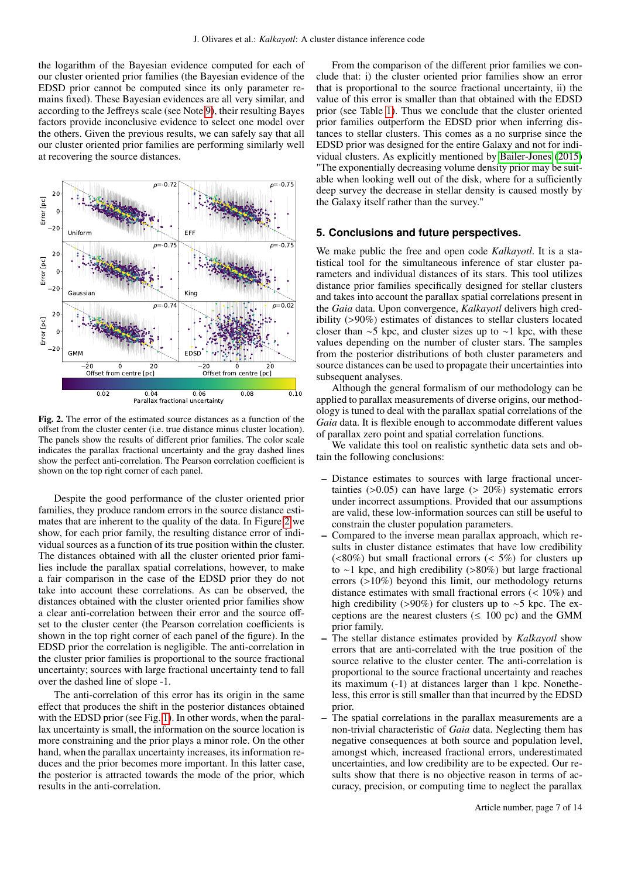the logarithm of the Bayesian evidence computed for each of our cluster oriented prior families (the Bayesian evidence of the EDSD prior cannot be computed since its only parameter remains fixed). These Bayesian evidences are all very similar, and according to the Jeffreys scale (see Note 9), their resulting Bayes factors provide inconclusive evidence to select one model over the others. Given the previous results, we can safely say that all our cluster oriented prior families are performing similarly well at recovering the source distances.

**Fig. 2.** The error of the estimated source distances as a function of the offset from the cluster center (i.e. true distance minus cluster location). The panels show the results of different prior families. The color scale indicates the parallax fractional uncertainty and the gray dashed lines show the perfect anti-correlation. The Pearson correlation coefficient is shown on the top right corner of each panel.

Despite the good performance of the cluster oriented prior families, they produce random errors in the source distance estimates that are inherent to the quality of the data. In Figure 2 we show, for each prior family, the resulting distance error of individual sources as a function of its true position within the cluster. The distances obtained with all the cluster oriented prior families include the parallax spatial correlations, however, to make a fair comparison in the case of the EDSD prior they do not take into account these correlations. As can be observed, the distances obtained with the cluster oriented prior families show a clear anti-correlation between their error and the source offset to the cluster center (the Pearson correlation coefficients is shown in the top right corner of each panel of the figure). In the EDSD prior the correlation is negligible. The anti-correlation in the cluster prior families is proportional to the source fractional uncertainty; sources with large fractional uncertainty tend to fall over the dashed line of slope -1.

The anti-correlation of this error has its origin in the same effect that produces the shift in the posterior distances obtained with the EDSD prior (see Fig. 1). In other words, when the parallax uncertainty is small, the information on the source location is more constraining and the prior plays a minor role. On the other hand, when the parallax uncertainty increases, its information reduces and the prior becomes more important. In this latter case, the posterior is attracted towards the mode of the prior, which results in the anti-correlation.

From the comparison of the different prior families we conclude that: i) the cluster oriented prior families show an error that is proportional to the source fractional uncertainty, ii) the value of this error is smaller than that obtained with the EDSD prior (see Table 1). Thus we conclude that the cluster oriented prior families outperform the EDSD prior when inferring distances to stellar clusters. This comes as a no surprise since the EDSD prior was designed for the entire Galaxy and not for individual clusters. As explicitly mentioned by Bailer-Jones (2015) "The exponentially decreasing volume density prior may be suitable when looking well out of the disk, where for a sufficiently deep survey the decrease in stellar density is caused mostly by the Galaxy itself rather than the survey."

## 5. Conclusions and future perspectives.

We make public the free and open code *Kalkayotl*. It is a statistical tool for the simultaneous inference of star cluster parameters and individual distances of its stars. This tool utilizes distance prior families specifically designed for stellar clusters and takes into account the parallax spatial correlations present in the *Gaia* data. Upon convergence, *Kalkayotl* delivers high credibility (>90%) estimates of distances to stellar clusters located closer than ∼5 kpc, and cluster sizes up to ∼1 kpc, with these values depending on the number of cluster stars. The samples from the posterior distributions of both cluster parameters and source distances can be used to propagate their uncertainties into subsequent analyses.

Although the general formalism of our methodology can be applied to parallax measurements of diverse origins, our methodology is tuned to deal with the parallax spatial correlations of the *Gaia* data. It is flexible enough to accommodate different values of parallax zero point and spatial correlation functions.

We validate this tool on realistic synthetic data sets and obtain the following conclusions:

- Distance estimates to sources with large fractional uncertainties (>0.05) can have large (> 20%) systematic errors under incorrect assumptions. Provided that our assumptions are valid, these low-information sources can still be useful to constrain the cluster population parameters.
- Compared to the inverse mean parallax approach, which results in cluster distance estimates that have low credibility (<80%) but small fractional errors (< 5%) for clusters up to ∼1 kpc, and high credibility (>80%) but large fractional errors (>10%) beyond this limit, our methodology returns distance estimates with small fractional errors (< 10%) and high credibility (>90%) for clusters up to ∼5 kpc. The exceptions are the nearest clusters (≤ 100 pc) and the GMM prior family.
- The stellar distance estimates provided by *Kalkayotl* show errors that are anti-correlated with the true position of the source relative to the cluster center. The anti-correlation is proportional to the source fractional uncertainty and reaches its maximum (-1) at distances larger than 1 kpc. Nonetheless, this error is still smaller than that incurred by the EDSD prior.
- The spatial correlations in the parallax measurements are a non-trivial characteristic of *Gaia* data. Neglecting them has negative consequences at both source and population level, amongst which, increased fractional errors, underestimated uncertainties, and low credibility are to be expected. Our results show that there is no objective reason in terms of accuracy, precision, or computing time to neglect the parallax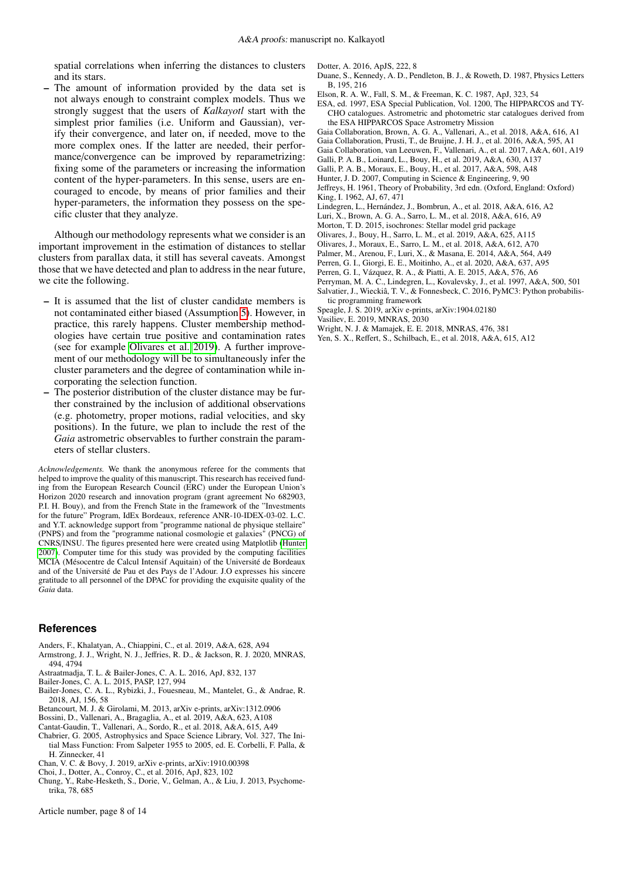spatial correlations when inferring the distances to clusters and its stars.

– The amount of information provided by the data set is not always enough to constraint complex models. Thus we strongly suggest that the users of *Kalkayotl* start with the simplest prior families (i.e. Uniform and Gaussian), verify their convergence, and later on, if needed, move to the more complex ones. If the latter are needed, their performance/convergence can be improved by reparametrizing: fixing some of the parameters or increasing the information content of the hyper-parameters. In this sense, users are encouraged to encode, by means of prior families and their hyper-parameters, the information they possess on the specific cluster that they analyze.

Although our methodology represents what we consider is an important improvement in the estimation of distances to stellar clusters from parallax data, it still has several caveats. Amongst those that we have detected and plan to address in the near future, we cite the following.

– It is assumed that the list of cluster candidate members is not contaminated either biased (Assumption 5). However, in practice, this rarely happens. Cluster membership methodologies have certain true positive and contamination rates (see for example Olivares et al. 2019). A further improvement of our methodology will be to simultaneously infer the cluster parameters and the degree of contamination while incorporating the selection function.
– The posterior distribution of the cluster distance may be further constrained by the inclusion of additional observations (e.g. photometry, proper motions, radial velocities, and sky positions). In the future, we plan to include the rest of the *Gaia* astrometric observables to further constrain the parameters of stellar clusters.

*Acknowledgements.* We thank the anonymous referee for the comments that helped to improve the quality of this manuscript. This research has received funding from the European Research Council (ERC) under the European Union's Horizon 2020 research and innovation program (grant agreement No 682903, P.I. H. Bouy), and from the French State in the framework of the "Investments for the future" Program, IdEx Bordeaux, reference ANR-10-IDEX-03-02. L.C. and Y.T. acknowledge support from "programme national de physique stellaire" (PNPS) and from the "programme national cosmologie et galaxies" (PNCG) of CNRS/INSU. The figures presented here were created using Matplotlib (Hunter 2007). Computer time for this study was provided by the computing facilities MCIA (Mésocentre de Calcul Intensif Aquitain) of the Université de Bordeaux and of the Université de Pau et des Pays de l'Adour. J.O expresses his sincere gratitude to all personnel of the DPAC for providing the exquisite quality of the *Gaia* data.

## References

Anders, F., Khalatyan, A., Chiappini, C., et al. 2019, A&A, 628, A94
Armstrong, J. J., Wright, N. J., Jeffries, R. D., & Jackson, R. J. 2020, MNRAS, 494, 4794
Astraatmadja, T. L. & Bailer-Jones, C. A. L. 2016, ApJ, 832, 137
Bailer-Jones, C. A. L. 2015, PASP, 127, 994
Bailer-Jones, C. A. L., Rybizki, J., Fouesneau, M., Mantelet, G., & Andrae, R. 2018, AJ, 156, 58
Betancourt, M. J. & Girolami, M. 2013, arXiv e-prints, arXiv:1312.0906
Bossini, D., Vallenari, A., Bragaglia, A., et al. 2019, A&A, 623, A108
Cantat-Gaudin, T., Vallenari, A., Sordo, R., et al. 2018, A&A, 615, A49
Chabrier, G. 2005, Astrophysics and Space Science Library, Vol. 327, The Initial Mass Function: From Salpeter 1955 to 2005, ed. E. Corbelli, F. Palla, & H. Zinnecker, 41
Chan, V. C. & Bovy, J. 2019, arXiv e-prints, arXiv:1910.00398
Choi, J., Dotter, A., Conroy, C., et al. 2016, ApJ, 823, 102
Chung, Y., Rabe-Hesketh, S., Dorie, V., Gelman, A., & Liu, J. 2013, Psychometrika, 78, 685
Dotter, A. 2016, ApJS, 222, 8
Duane, S., Kennedy, A. D., Pendleton, B. J., & Roweth, D. 1987, Physics Letters B, 195, 216
Elson, R. A. W., Fall, S. M., & Freeman, K. C. 1987, ApJ, 323, 54
ESA, ed. 1997, ESA Special Publication, Vol. 1200, The HIPPARCOS and TYCHO catalogues. Astrometric and photometric star catalogues derived from the ESA HIPPARCOS Space Astrometry Mission
Gaia Collaboration, Brown, A. G. A., Vallenari, A., et al. 2018, A&A, 616, A1
Gaia Collaboration, Prusti, T., de Bruijne, J. H. J., et al. 2016, A&A, 595, A1
Gaia Collaboration, van Leeuwen, F., Vallenari, A., et al. 2017, A&A, 601, A19
Galli, P. A. B., Loinard, L., Bouy, H., et al. 2019, A&A, 630, A137
Galli, P. A. B., Moraux, E., Bouy, H., et al. 2017, A&A, 598, A48
Hunter, J. D. 2007, Computing in Science & Engineering, 9, 90
Jeffreys, H. 1961, Theory of Probability, 3rd edn. (Oxford, England: Oxford)
King, I. 1962, AJ, 67, 471
Lindegren, L., Hernández, J., Bombrun, A., et al. 2018, A&A, 616, A2
Luri, X., Brown, A. G. A., Sarro, L. M., et al. 2018, A&A, 616, A9
Morton, T. D. 2015, isochrones: Stellar model grid package
Olivares, J., Bouy, H., Sarro, L. M., et al. 2019, A&A, 625, A115
Olivares, J., Moraux, E., Sarro, L. M., et al. 2018, A&A, 612, A70
Palmer, M., Arenou, F., Luri, X., & Masana, E. 2014, A&A, 564, A49
Perren, G. I., Giorgi, E. E., Moitinho, A., et al. 2020, A&A, 637, A95
Perren, G. I., Vázquez, R. A., & Piatti, A. E. 2015, A&A, 576, A6
Perryman, M. A. C., Lindegren, L., Kovalevsky, J., et al. 1997, A&A, 500, 501
Salvatier, J., Wieckiâ, T. V., & Fonnesbeck, C. 2016, PyMC3: Python probabilistic programming framework
Speagle, J. S. 2019, arXiv e-prints, arXiv:1904.02180
Vasiliev, E. 2019, MNRAS, 2030
Wright, N. J. & Mamajek, E. E. 2018, MNRAS, 476, 381
Yen, S. X., Reffert, S., Schilbach, E., et al. 2018, A&A, 615, A12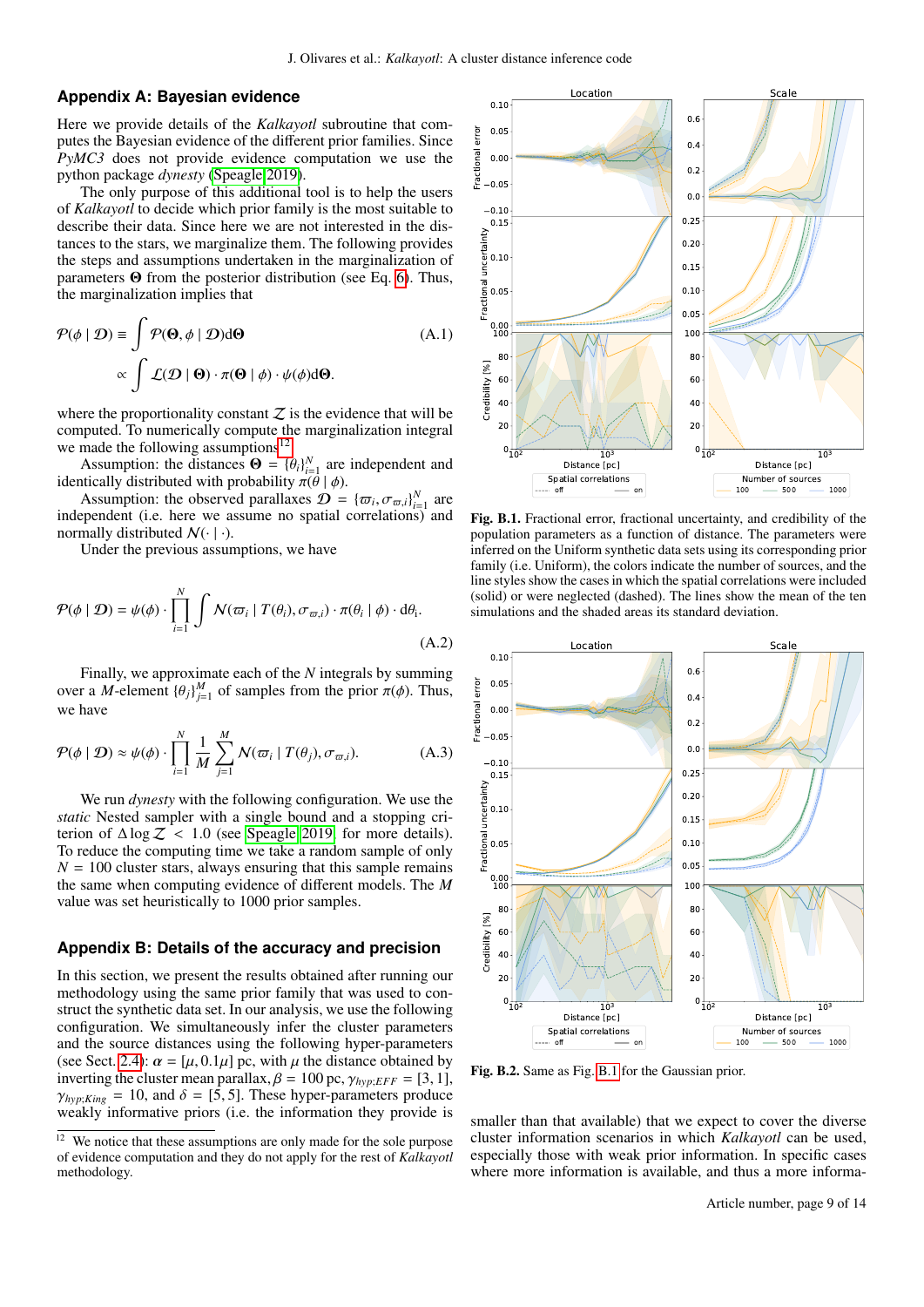## Appendix A: Bayesian evidence

Here we provide details of the *Kalkayotl* subroutine that computes the Bayesian evidence of the different prior families. Since *PyMC3* does not provide evidence computation we use the python package *dynesty* (Speagle 2019).

The only purpose of this additional tool is to help the users of *Kalkayotl* to decide which prior family is the most suitable to describe their data. Since here we are not interested in the distances to the stars, we marginalize them. The following provides the steps and assumptions undertaken in the marginalization of parameters $\mathbf{\Theta}$ from the posterior distribution (see Eq. 6). Thus, the marginalization implies that

$$\mathcal{P}(\phi \mid \mathcal{D}) \equiv \int \mathcal{P}(\mathbf{\Theta}, \phi \mid \mathcal{D}) \mathrm{d}\mathbf{\Theta} \qquad \text{(A.1)}$$

$$\propto \int \mathcal{L}(\mathcal{D} \mid \mathbf{\Theta}) \cdot \pi(\mathbf{\Theta} \mid \phi) \cdot \psi(\phi) \mathrm{d}\mathbf{\Theta}.$$

where the proportionality constant $\mathcal{Z}$ is the evidence that will be computed. To numerically compute the marginalization integral we made the following assumptions[12].

Assumption: the distances $\mathbf{\Theta} = \{\theta_i\}_{i=1}^N$ are independent and identically distributed with probability $\pi(\theta \mid \phi)$.

Assumption: the observed parallaxes $\mathcal{D} = \{\varpi_i, \sigma_{\varpi,i}\}_{i=1}^N$ are independent (i.e. here we assume no spatial correlations) and normally distributed $\mathcal{N}(\cdot \mid \cdot)$.

Under the previous assumptions, we have

$$\mathcal{P}(\phi \mid \mathcal{D}) = \psi(\phi) \cdot \prod_{i=1}^{N} \int \mathcal{N}(\varpi_i \mid T(\theta_i), \sigma_{\varpi,i}) \cdot \pi(\theta_i \mid \phi) \cdot \mathrm{d}\theta_i. \qquad \text{(A.2)}$$

Finally, we approximate each of the $N$ integrals by summing over a $M$-element $\{\theta_j\}_{j=1}^M$ of samples from the prior $\pi(\phi)$. Thus, we have

$$\mathcal{P}(\phi \mid \mathcal{D}) \approx \psi(\phi) \cdot \prod_{i=1}^{N} \frac{1}{M} \sum_{j=1}^{M} \mathcal{N}(\varpi_i \mid T(\theta_j), \sigma_{\varpi,i}). \qquad \text{(A.3)}$$

We run *dynesty* with the following configuration. We use the *static* Nested sampler with a single bound and a stopping criterion of $\Delta \log \mathcal{Z} < 1.0$ (see Speagle 2019 for more details). To reduce the computing time we take a random sample of only $N = 100$ cluster stars, always ensuring that this sample remains the same when computing evidence of different models. The $M$ value was set heuristically to 1000 prior samples.

## Appendix B: Details of the accuracy and precision

In this section, we present the results obtained after running our methodology using the same prior family that was used to construct the synthetic data set. In our analysis, we use the following configuration. We simultaneously infer the cluster parameters and the source distances using the following hyper-parameters (see Sect. 2.4): $\alpha = [\mu, 0.1\mu]$ pc, with $\mu$ the distance obtained by inverting the cluster mean parallax, $\beta = 100$ pc, $\gamma_{hyp;EFF} = [3, 1]$, $\gamma_{hyp;King} = 10$, and $\delta = [5, 5]$. These hyper-parameters produce weakly informative priors (i.e. the information they provide is smaller than that available) that we expect to cover the diverse cluster information scenarios in which *Kalkayotl* can be used, especially those with weak prior information. In specific cases where more information is available, and thus a more informa-

[12] We notice that these assumptions are only made for the sole purpose of evidence computation and they do not apply for the rest of *Kalkayotl* methodology.

**Fig. B.1.** Fractional error, fractional uncertainty, and credibility of the population parameters as a function of distance. The parameters were inferred on the Uniform synthetic data sets using its corresponding prior family (i.e. Uniform), the colors indicate the number of sources, and the line styles show the cases in which the spatial correlations were included (solid) or were neglected (dashed). The lines show the mean of the ten simulations and the shaded areas its standard deviation.

**Fig. B.2.** Same as Fig. B.1 for the Gaussian prior.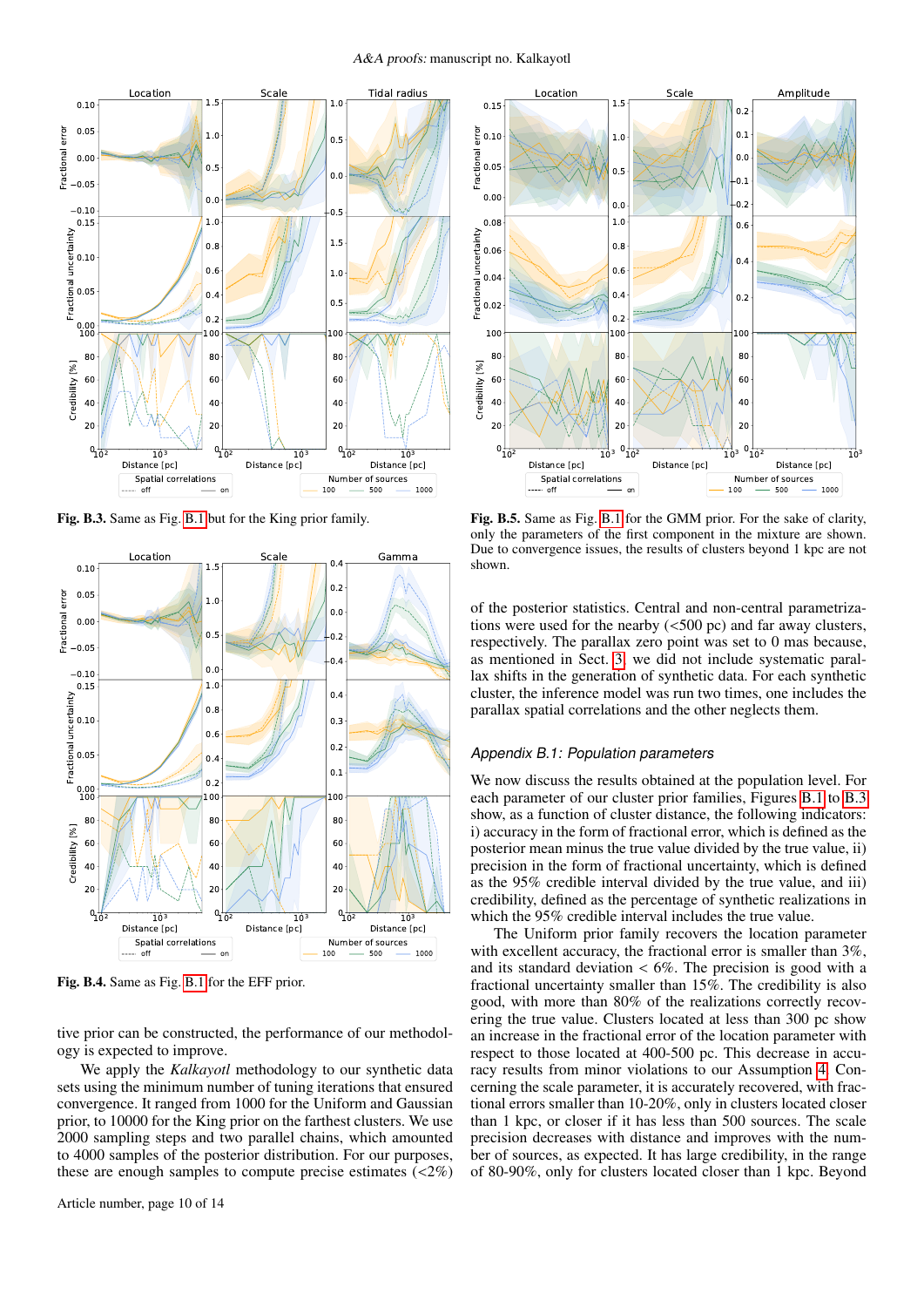Fig. B.3. Same as Fig. B.1 but for the King prior family.

Fig. B.4. Same as Fig. B.1 for the EFF prior.

tive prior can be constructed, the performance of our methodology is expected to improve.

We apply the *Kalkayotl* methodology to our synthetic data sets using the minimum number of tuning iterations that ensured convergence. It ranged from 1000 for the Uniform and Gaussian prior, to 10000 for the King prior on the farthest clusters. We use 2000 sampling steps and two parallel chains, which amounted to 4000 samples of the posterior distribution. For our purposes, these are enough samples to compute precise estimates (<2%) of the posterior statistics. Central and non-central parametrizations were used for the nearby (<500 pc) and far away clusters, respectively. The parallax zero point was set to 0 mas because, as mentioned in Sect. 3, we did not include systematic parallax shifts in the generation of synthetic data. For each synthetic cluster, the inference model was run two times, one includes the parallax spatial correlations and the other neglects them.

Fig. B.5. Same as Fig. B.1 for the GMM prior. For the sake of clarity, only the parameters of the first component in the mixture are shown. Due to convergence issues, the results of clusters beyond 1 kpc are not shown.

### *Appendix B.1: Population parameters*

We now discuss the results obtained at the population level. For each parameter of our cluster prior families, Figures B.1 to B.3 show, as a function of cluster distance, the following indicators: i) accuracy in the form of fractional error, which is defined as the posterior mean minus the true value divided by the true value, ii) precision in the form of fractional uncertainty, which is defined as the 95% credible interval divided by the true value, and iii) credibility, defined as the percentage of synthetic realizations in which the 95% credible interval includes the true value.

The Uniform prior family recovers the location parameter with excellent accuracy, the fractional error is smaller than 3%, and its standard deviation < 6%. The precision is good with a fractional uncertainty smaller than 15%. The credibility is also good, with more than 80% of the realizations correctly recovering the true value. Clusters located at less than 300 pc show an increase in the fractional error of the location parameter with respect to those located at 400-500 pc. This decrease in accuracy results from minor violations to our Assumption 4. Concerning the scale parameter, it is accurately recovered, with fractional errors smaller than 10-20%, only in clusters located closer than 1 kpc, or closer if it has less than 500 sources. The scale precision decreases with distance and improves with the number of sources, as expected. It has large credibility, in the range of 80-90%, only for clusters located closer than 1 kpc. Beyond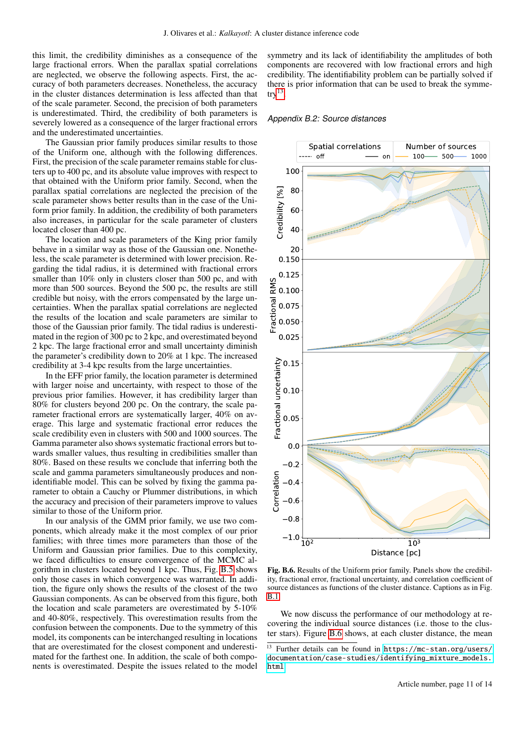this limit, the credibility diminishes as a consequence of the large fractional errors. When the parallax spatial correlations are neglected, we observe the following aspects. First, the accuracy of both parameters decreases. Nonetheless, the accuracy in the cluster distances determination is less affected than that of the scale parameter. Second, the precision of both parameters is underestimated. Third, the credibility of both parameters is severely lowered as a consequence of the larger fractional errors and the underestimated uncertainties.

The Gaussian prior family produces similar results to those of the Uniform one, although with the following differences. First, the precision of the scale parameter remains stable for clusters up to 400 pc, and its absolute value improves with respect to that obtained with the Uniform prior family. Second, when the parallax spatial correlations are neglected the precision of the scale parameter shows better results than in the case of the Uniform prior family. In addition, the credibility of both parameters also increases, in particular for the scale parameter of clusters located closer than 400 pc.

The location and scale parameters of the King prior family behave in a similar way as those of the Gaussian one. Nonetheless, the scale parameter is determined with lower precision. Regarding the tidal radius, it is determined with fractional errors smaller than 10% only in clusters closer than 500 pc, and with more than 500 sources. Beyond the 500 pc, the results are still credible but noisy, with the errors compensated by the large uncertainties. When the parallax spatial correlations are neglected the results of the location and scale parameters are similar to those of the Gaussian prior family. The tidal radius is underestimated in the region of 300 pc to 2 kpc, and overestimated beyond 2 kpc. The large fractional error and small uncertainty diminish the parameter's credibility down to 20% at 1 kpc. The increased credibility at 3-4 kpc results from the large uncertainties.

In the EFF prior family, the location parameter is determined with larger noise and uncertainty, with respect to those of the previous prior families. However, it has credibility larger than 80% for clusters beyond 200 pc. On the contrary, the scale parameter fractional errors are systematically larger, 40% on average. This large and systematic fractional error reduces the scale credibility even in clusters with 500 and 1000 sources. The Gamma parameter also shows systematic fractional errors but towards smaller values, thus resulting in credibilities smaller than 80%. Based on these results we conclude that inferring both the scale and gamma parameters simultaneously produces and non-identifiable model. This can be solved by fixing the gamma parameter to obtain a Cauchy or Plummer distributions, in which the accuracy and precision of their parameters improve to values similar to those of the Uniform prior.

In our analysis of the GMM prior family, we use two components, which already make it the most complex of our prior families; with three times more parameters than those of the Uniform and Gaussian prior families. Due to this complexity, we faced difficulties to ensure convergence of the MCMC algorithm in clusters located beyond 1 kpc. Thus, Fig. B.5 shows only those cases in which convergence was warranted. In addition, the figure only shows the results of the closest of the two Gaussian components. As can be observed from this figure, both the location and scale parameters are overestimated by 5-10% and 40-80%, respectively. This overestimation results from the confusion between the components. Due to the symmetry of this model, its components can be interchanged resulting in locations that are overestimated for the closest component and underestimated for the farthest one. In addition, the scale of both components is overestimated. Despite the issues related to the model symmetry and its lack of identifiability the amplitudes of both components are recovered with low fractional errors and high credibility. The identifiability problem can be partially solved if there is prior information that can be used to break the symmetry[13].

### Appendix B.2: Source distances

**Fig. B.6.** Results of the Uniform prior family. Panels show the credibility, fractional error, fractional uncertainty, and correlation coefficient of source distances as functions of the cluster distance. Captions as in Fig. B.1.

We now discuss the performance of our methodology at recovering the individual source distances (i.e. those to the cluster stars). Figure B.6 shows, at each cluster distance, the mean

[13] Further details can be found in https://mc-stan.org/users/documentation/case-studies/identifying_mixture_models.html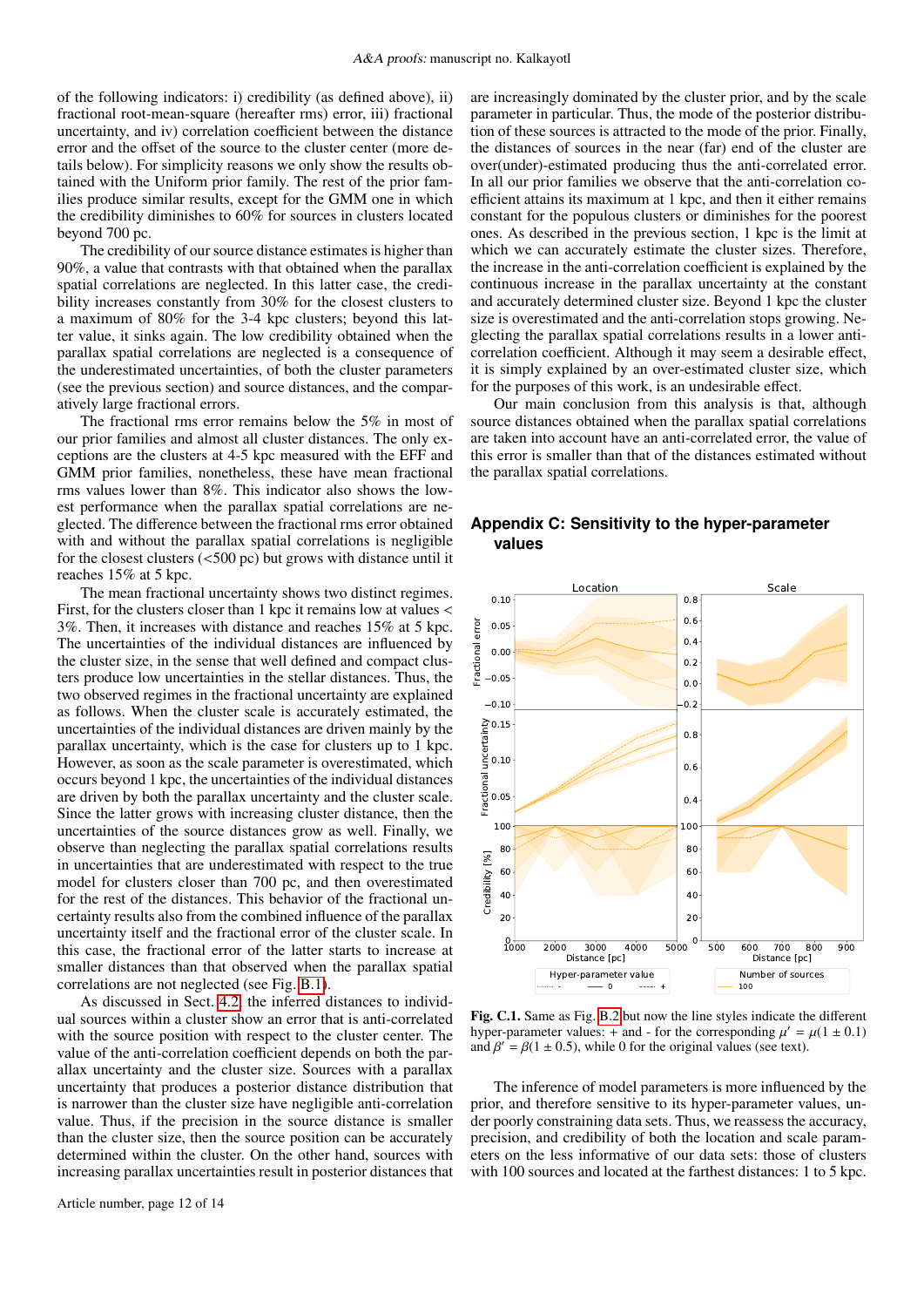of the following indicators: i) credibility (as defined above), ii) fractional root-mean-square (hereafter rms) error, iii) fractional uncertainty, and iv) correlation coefficient between the distance error and the offset of the source to the cluster center (more details below). For simplicity reasons we only show the results obtained with the Uniform prior family. The rest of the prior families produce similar results, except for the GMM one in which the credibility diminishes to 60% for sources in clusters located beyond 700 pc.

The credibility of our source distance estimates is higher than 90%, a value that contrasts with that obtained when the parallax spatial correlations are neglected. In this latter case, the credibility increases constantly from 30% for the closest clusters to a maximum of 80% for the 3-4 kpc clusters; beyond this latter value, it sinks again. The low credibility obtained when the parallax spatial correlations are neglected is a consequence of the underestimated uncertainties, of both the cluster parameters (see the previous section) and source distances, and the comparatively large fractional errors.

The fractional rms error remains below the 5% in most of our prior families and almost all cluster distances. The only exceptions are the clusters at 4-5 kpc measured with the EFF and GMM prior families, nonetheless, these have mean fractional rms values lower than 8%. This indicator also shows the lowest performance when the parallax spatial correlations are neglected. The difference between the fractional rms error obtained with and without the parallax spatial correlations is negligible for the closest clusters (<500 pc) but grows with distance until it reaches 15% at 5 kpc.

The mean fractional uncertainty shows two distinct regimes. First, for the clusters closer than 1 kpc it remains low at values < 3%. Then, it increases with distance and reaches 15% at 5 kpc. The uncertainties of the individual distances are influenced by the cluster size, in the sense that well defined and compact clusters produce low uncertainties in the stellar distances. Thus, the two observed regimes in the fractional uncertainty are explained as follows. When the cluster scale is accurately estimated, the uncertainties of the individual distances are driven mainly by the parallax uncertainty, which is the case for clusters up to 1 kpc. However, as soon as the scale parameter is overestimated, which occurs beyond 1 kpc, the uncertainties of the individual distances are driven by both the parallax uncertainty and the cluster scale. Since the latter grows with increasing cluster distance, then the uncertainties of the source distances grow as well. Finally, we observe than neglecting the parallax spatial correlations results in uncertainties that are underestimated with respect to the true model for clusters closer than 700 pc, and then overestimated for the rest of the distances. This behavior of the fractional uncertainty results also from the combined influence of the parallax uncertainty itself and the fractional error of the cluster scale. In this case, the fractional error of the latter starts to increase at smaller distances than that observed when the parallax spatial correlations are not neglected (see Fig. B.1).

As discussed in Sect. 4.2, the inferred distances to individual sources within a cluster show an error that is anti-correlated with the source position with respect to the cluster center. The value of the anti-correlation coefficient depends on both the parallax uncertainty and the cluster size. Sources with a parallax uncertainty that produces a posterior distance distribution that is narrower than the cluster size have negligible anti-correlation value. Thus, if the precision in the source distance is smaller than the cluster size, then the source position can be accurately determined within the cluster. On the other hand, sources with increasing parallax uncertainties result in posterior distances that are increasingly dominated by the cluster prior, and by the scale parameter in particular. Thus, the mode of the posterior distribution of these sources is attracted to the mode of the prior. Finally, the distances of sources in the near (far) end of the cluster are over(under)-estimated producing thus the anti-correlated error. In all our prior families we observe that the anti-correlation coefficient attains its maximum at 1 kpc, and then it either remains constant for the populous clusters or diminishes for the poorest ones. As described in the previous section, 1 kpc is the limit at which we can accurately estimate the cluster sizes. Therefore, the increase in the anti-correlation coefficient is explained by the continuous increase in the parallax uncertainty at the constant and accurately determined cluster size. Beyond 1 kpc the cluster size is overestimated and the anti-correlation stops growing. Neglecting the parallax spatial correlations results in a lower anti-correlation coefficient. Although it may seem a desirable effect, it is simply explained by an over-estimated cluster size, which for the purposes of this work, is an undesirable effect.

Our main conclusion from this analysis is that, although source distances obtained when the parallax spatial correlations are taken into account have an anti-correlated error, the value of this error is smaller than that of the distances estimated without the parallax spatial correlations.

## Appendix C: Sensitivity to the hyper-parameter values

**Fig. C.1.** Same as Fig. B.2 but now the line styles indicate the different hyper-parameter values: + and - for the corresponding $\mu' = \mu(1 \pm 0.1)$ and $\beta' = \beta(1 \pm 0.5)$, while 0 for the original values (see text).

The inference of model parameters is more influenced by the prior, and therefore sensitive to its hyper-parameter values, under poorly constraining data sets. Thus, we reassess the accuracy, precision, and credibility of both the location and scale parameters on the less informative of our data sets: those of clusters with 100 sources and located at the farthest distances: 1 to 5 kpc.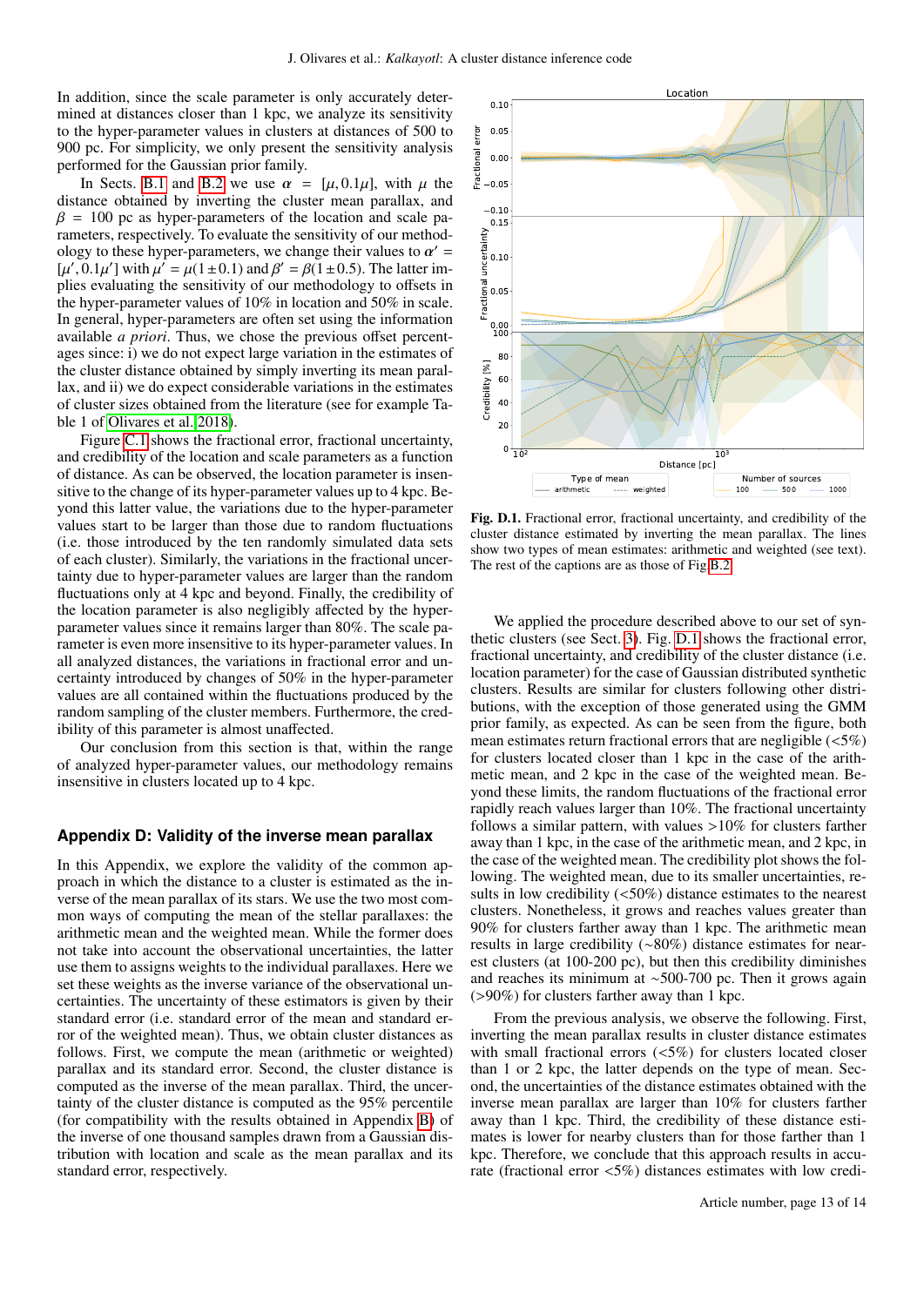In addition, since the scale parameter is only accurately determined at distances closer than 1 kpc, we analyze its sensitivity to the hyper-parameter values in clusters at distances of 500 to 900 pc. For simplicity, we only present the sensitivity analysis performed for the Gaussian prior family.

In Sects. B.1 and B.2 we use $\alpha = [\mu, 0.1\mu]$, with $\mu$ the distance obtained by inverting the cluster mean parallax, and $\beta = 100$ pc as hyper-parameters of the location and scale parameters, respectively. To evaluate the sensitivity of our methodology to these hyper-parameters, we change their values to $\alpha' = [\mu', 0.1\mu']$ with $\mu' = \mu(1 \pm 0.1)$ and $\beta' = \beta(1 \pm 0.5)$. The latter implies evaluating the sensitivity of our methodology to offsets in the hyper-parameter values of 10% in location and 50% in scale. In general, hyper-parameters are often set using the information available *a priori*. Thus, we chose the previous offset percentages since: i) we do not expect large variation in the estimates of the cluster distance obtained by simply inverting its mean parallax, and ii) we do expect considerable variations in the estimates of cluster sizes obtained from the literature (see for example Table 1 of Olivares et al. 2018).

Figure C.1 shows the fractional error, fractional uncertainty, and credibility of the location and scale parameters as a function of distance. As can be observed, the location parameter is insensitive to the change of its hyper-parameter values up to 4 kpc. Beyond this latter value, the variations due to the hyper-parameter values start to be larger than those due to random fluctuations (i.e. those introduced by the ten randomly simulated data sets of each cluster). Similarly, the variations in the fractional uncertainty due to hyper-parameter values are larger than the random fluctuations only at 4 kpc and beyond. Finally, the credibility of the location parameter is also negligibly affected by the hyper-parameter values since it remains larger than 80%. The scale parameter is even more insensitive to its hyper-parameter values. In all analyzed distances, the variations in fractional error and uncertainty introduced by changes of 50% in the hyper-parameter values are all contained within the fluctuations produced by the random sampling of the cluster members. Furthermore, the credibility of this parameter is almost unaffected.

Our conclusion from this section is that, within the range of analyzed hyper-parameter values, our methodology remains insensitive in clusters located up to 4 kpc.

## Appendix D: Validity of the inverse mean parallax

In this Appendix, we explore the validity of the common approach in which the distance to a cluster is estimated as the inverse of the mean parallax of its stars. We use the two most common ways of computing the mean of the stellar parallaxes: the arithmetic mean and the weighted mean. While the former does not take into account the observational uncertainties, the latter use them to assigns weights to the individual parallaxes. Here we set these weights as the inverse variance of the observational uncertainties. The uncertainty of these estimators is given by their standard error (i.e. standard error of the mean and standard error of the weighted mean). Thus, we obtain cluster distances as follows. First, we compute the mean (arithmetic or weighted) parallax and its standard error. Second, the cluster distance is computed as the inverse of the mean parallax. Third, the uncertainty of the cluster distance is computed as the 95% percentile (for compatibility with the results obtained in Appendix B) of the inverse of one thousand samples drawn from a Gaussian distribution with location and scale as the mean parallax and its standard error, respectively.

**Fig. D.1.** Fractional error, fractional uncertainty, and credibility of the cluster distance estimated by inverting the mean parallax. The lines show two types of mean estimates: arithmetic and weighted (see text). The rest of the captions are as those of Fig B.2.

We applied the procedure described above to our set of synthetic clusters (see Sect. 3). Fig. D.1 shows the fractional error, fractional uncertainty, and credibility of the cluster distance (i.e. location parameter) for the case of Gaussian distributed synthetic clusters. Results are similar for clusters following other distributions, with the exception of those generated using the GMM prior family, as expected. As can be seen from the figure, both mean estimates return fractional errors that are negligible (<5%) for clusters located closer than 1 kpc in the case of the arithmetic mean, and 2 kpc in the case of the weighted mean. Beyond these limits, the random fluctuations of the fractional error rapidly reach values larger than 10%. The fractional uncertainty follows a similar pattern, with values >10% for clusters farther away than 1 kpc, in the case of the arithmetic mean, and 2 kpc, in the case of the weighted mean. The credibility plot shows the following. The weighted mean, due to its smaller uncertainties, results in low credibility (<50%) distance estimates to the nearest clusters. Nonetheless, it grows and reaches values greater than 90% for clusters farther away than 1 kpc. The arithmetic mean results in large credibility (~80%) distance estimates for nearest clusters (at 100-200 pc), but then this credibility diminishes and reaches its minimum at ~500-700 pc. Then it grows again (>90%) for clusters farther away than 1 kpc.

From the previous analysis, we observe the following. First, inverting the mean parallax results in cluster distance estimates with small fractional errors (<5%) for clusters located closer than 1 or 2 kpc, the latter depends on the type of mean. Second, the uncertainties of the distance estimates obtained with the inverse mean parallax are larger than 10% for clusters farther away than 1 kpc. Third, the credibility of these distance estimates is lower for nearby clusters than for those farther than 1 kpc. Therefore, we conclude that this approach results in accurate (fractional error <5%) distances estimates with low credi-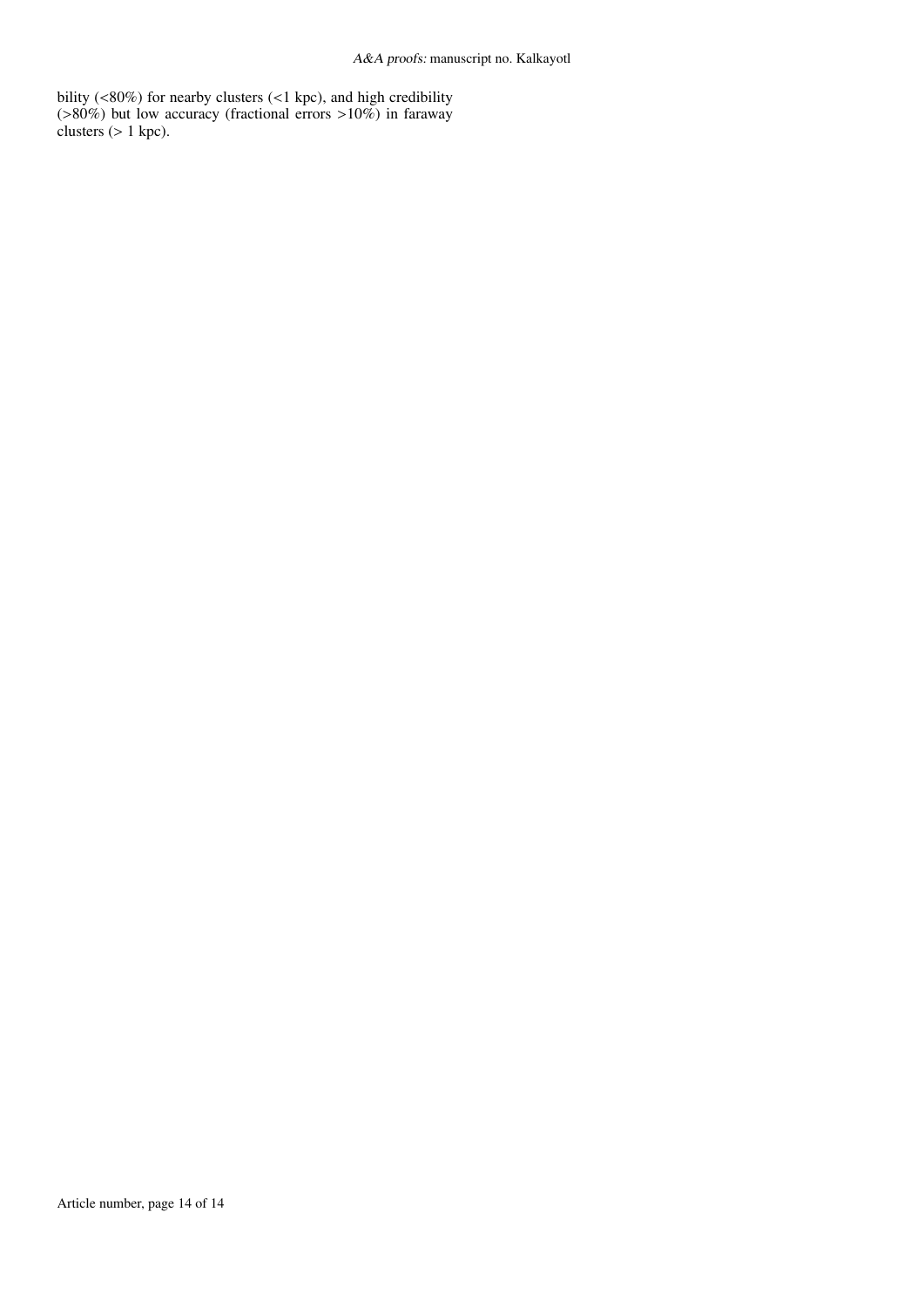bility (<80%) for nearby clusters (<1 kpc), and high credibility (>80%) but low accuracy (fractional errors >10%) in faraway clusters (> 1 kpc).